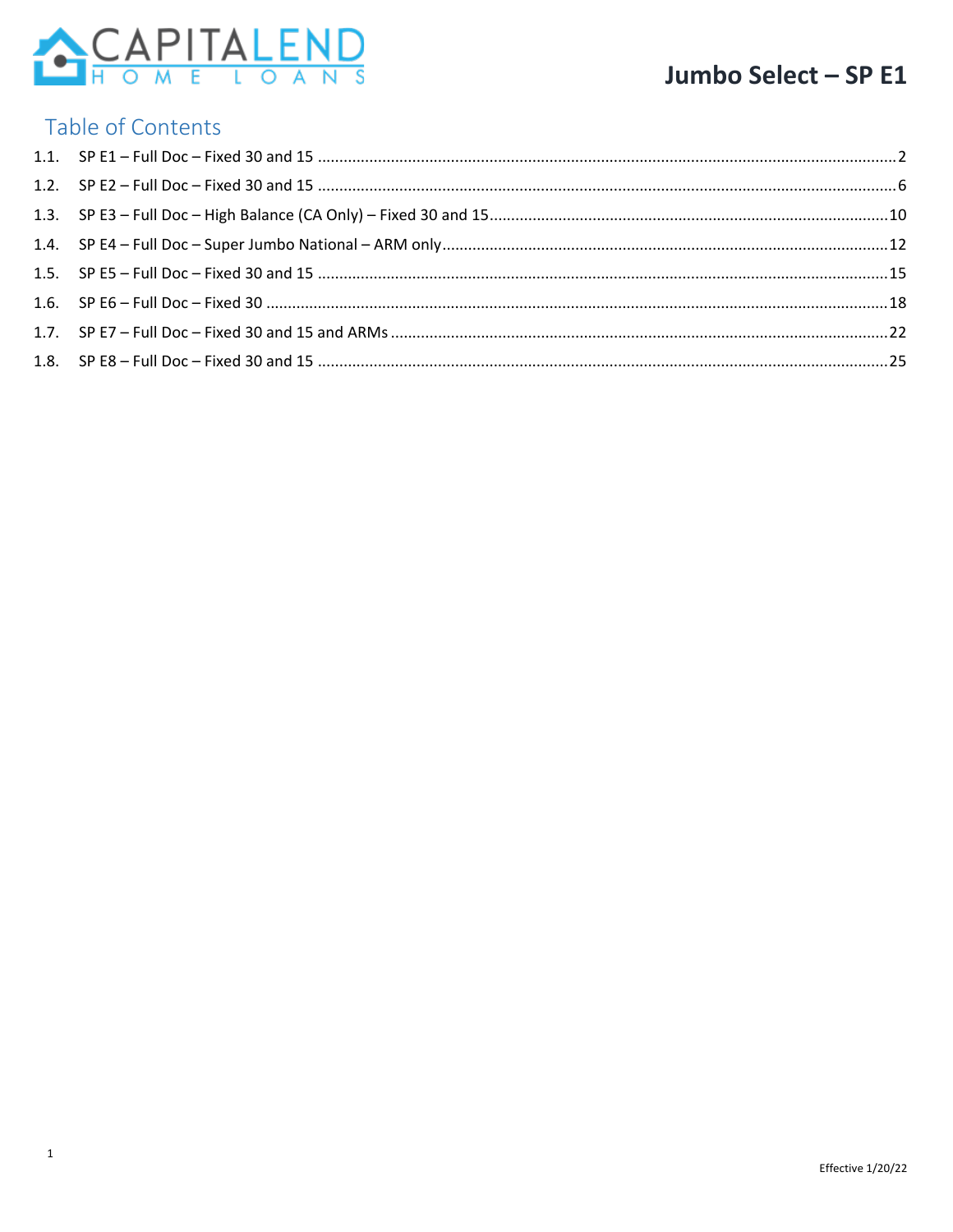CAPITALEND HOME LOANS

# Jumbo Select – SP E1

## Table of Contents

1.1. SP E1 – Full Doc – Fixed 30 and 15 ............ 2

1.2. SP E2 – Full Doc – Fixed 30 and 15 ............ 6

1.3. SP E3 – Full Doc – High Balance (CA Only) – Fixed 30 and 15 ............ 10

1.4. SP E4 – Full Doc – Super Jumbo National – ARM only ............ 12

1.5. SP E5 – Full Doc – Fixed 30 and 15 ............ 15

1.6. SP E6 – Full Doc – Fixed 30 ............ 18

1.7. SP E7 – Full Doc – Fixed 30 and 15 and ARMs ............ 22

1.8. SP E8 – Full Doc – Fixed 30 and 15 ............ 25

Effective 1/20/22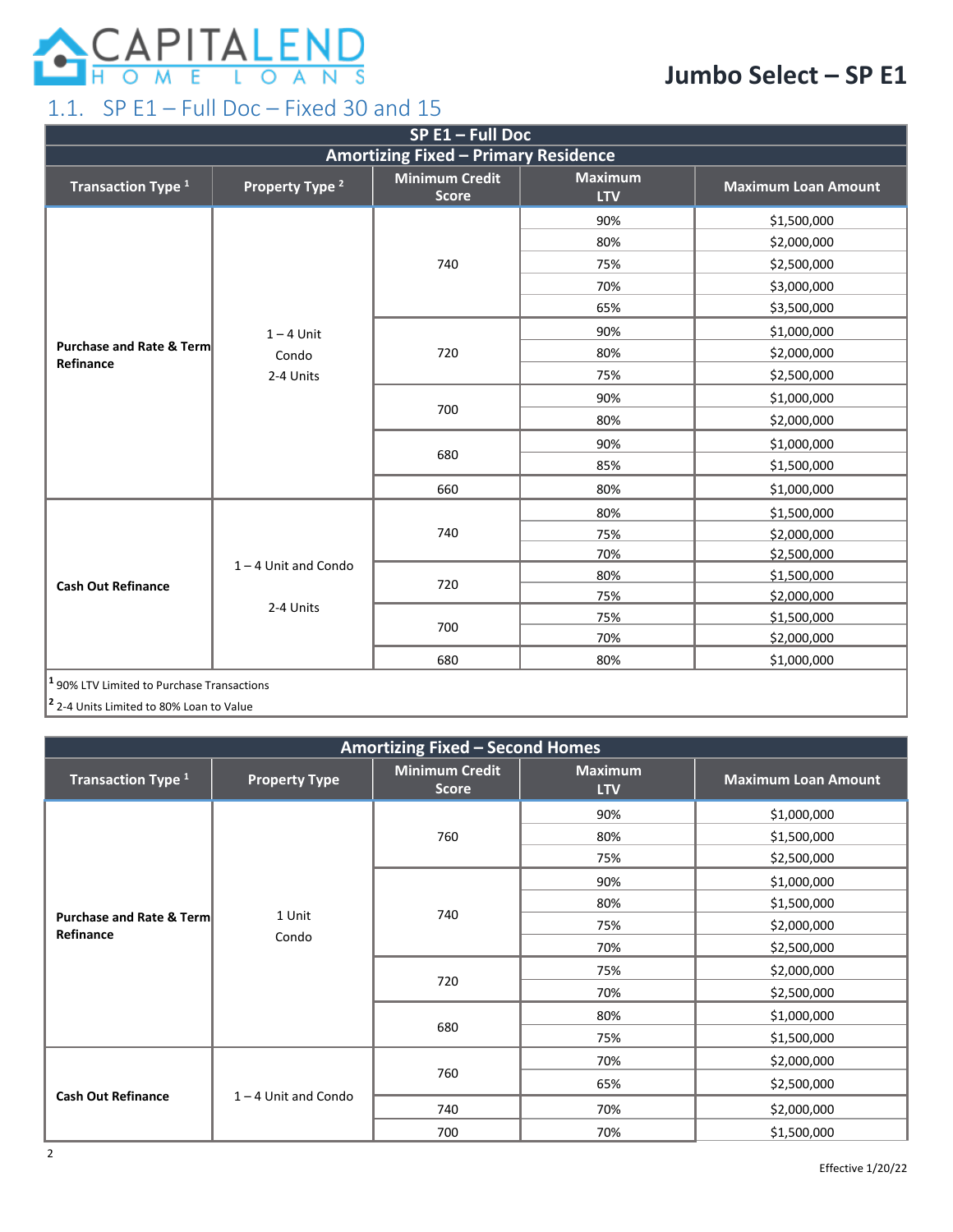# Jumbo Select – SP E1

## 1.1. SP E1 – Full Doc – Fixed 30 and 15

| SP E1 – Full Doc | | | | |
|---|---|---|---|---|
| **Amortizing Fixed – Primary Residence** | | | | |
| **Transaction Type [1]** | **Property Type [2]** | **Minimum Credit Score** | **Maximum LTV** | **Maximum Loan Amount** |
| Purchase and Rate & Term Refinance | 1 – 4 Unit Condo 2-4 Units | 740 | 90% | $1,500,000 |
| | | | 80% | $2,000,000 |
| | | | 75% | $2,500,000 |
| | | | 70% | $3,000,000 |
| | | | 65% | $3,500,000 |
| | | 720 | 90% | $1,000,000 |
| | | | 80% | $2,000,000 |
| | | | 75% | $2,500,000 |
| | | 700 | 90% | $1,000,000 |
| | | | 80% | $2,000,000 |
| | | 680 | 90% | $1,000,000 |
| | | | 85% | $1,500,000 |
| | | 660 | 80% | $1,000,000 |
| Cash Out Refinance | 1 – 4 Unit and Condo 2-4 Units | 740 | 80% | $1,500,000 |
| | | | 75% | $2,000,000 |
| | | | 70% | $2,500,000 |
| | | 720 | 80% | $1,500,000 |
| | | | 75% | $2,000,000 |
| | | 700 | 75% | $1,500,000 |
| | | | 70% | $2,000,000 |
| | | 680 | 80% | $1,000,000 |

[1] 90% LTV Limited to Purchase Transactions

[2] 2-4 Units Limited to 80% Loan to Value

| Amortizing Fixed – Second Homes | | | | |
|---|---|---|---|---|
| **Transaction Type [1]** | **Property Type** | **Minimum Credit Score** | **Maximum LTV** | **Maximum Loan Amount** |
| Purchase and Rate & Term Refinance | 1 Unit Condo | 760 | 90% | $1,000,000 |
| | | | 80% | $1,500,000 |
| | | | 75% | $2,500,000 |
| | | 740 | 90% | $1,000,000 |
| | | | 80% | $1,500,000 |
| | | | 75% | $2,000,000 |
| | | | 70% | $2,500,000 |
| | | 720 | 75% | $2,000,000 |
| | | | 70% | $2,500,000 |
| | | 680 | 80% | $1,000,000 |
| | | | 75% | $1,500,000 |
| Cash Out Refinance | 1 – 4 Unit and Condo | 760 | 70% | $2,000,000 |
| | | | 65% | $2,500,000 |
| | | 740 | 70% | $2,000,000 |
| | | 700 | 70% | $1,500,000 |

Effective 1/20/22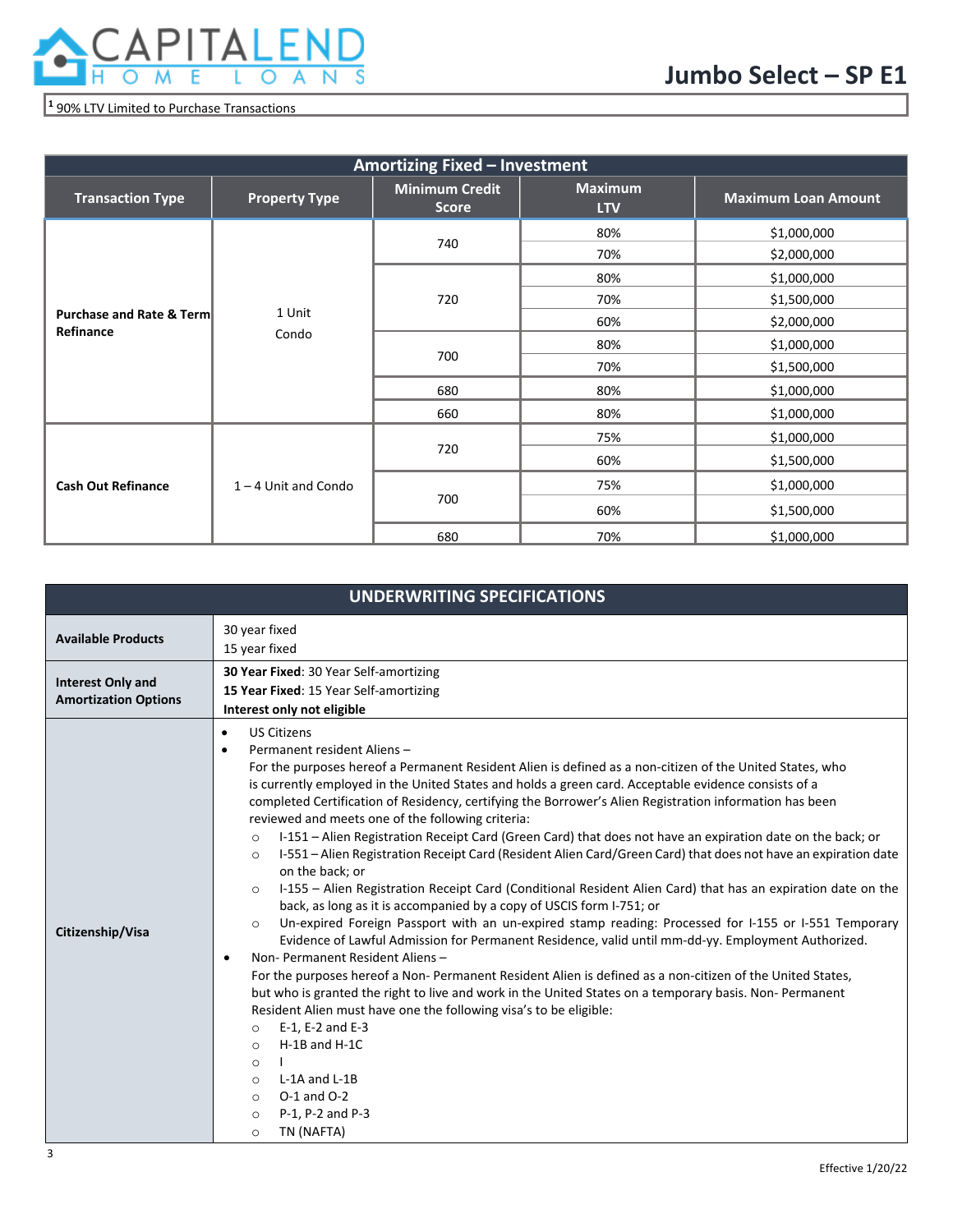# Jumbo Select – SP E1

[1] 90% LTV Limited to Purchase Transactions

| Amortizing Fixed – Investment | | | | |
|---|---|---|---|---|
| **Transaction Type** | **Property Type** | **Minimum Credit Score** | **Maximum LTV** | **Maximum Loan Amount** |
| **Purchase and Rate & Term Refinance** | 1 Unit Condo | 740 | 80% | $1,000,000 |
| | | | 70% | $2,000,000 |
| | | 720 | 80% | $1,000,000 |
| | | | 70% | $1,500,000 |
| | | | 60% | $2,000,000 |
| | | 700 | 80% | $1,000,000 |
| | | | 70% | $1,500,000 |
| | | 680 | 80% | $1,000,000 |
| | | 660 | 80% | $1,000,000 |
| **Cash Out Refinance** | 1 – 4 Unit and Condo | 720 | 75% | $1,000,000 |
| | | | 60% | $1,500,000 |
| | | 700 | 75% | $1,000,000 |
| | | | 60% | $1,500,000 |
| | | 680 | 70% | $1,000,000 |

| UNDERWRITING SPECIFICATIONS | |
|---|---|
| **Available Products** | 30 year fixed<br>15 year fixed |
| **Interest Only and Amortization Options** | **30 Year Fixed**: 30 Year Self-amortizing<br>**15 Year Fixed**: 15 Year Self-amortizing<br>**Interest only not eligible** |
| **Citizenship/Visa** | • US Citizens<br>• Permanent resident Aliens –<br>For the purposes hereof a Permanent Resident Alien is defined as a non-citizen of the United States, who is currently employed in the United States and holds a green card. Acceptable evidence consists of a completed Certification of Residency, certifying the Borrower's Alien Registration information has been reviewed and meets one of the following criteria:<br>○ I-151 – Alien Registration Receipt Card (Green Card) that does not have an expiration date on the back; or<br>○ I-551 – Alien Registration Receipt Card (Resident Alien Card/Green Card) that does not have an expiration date on the back; or<br>○ I-155 – Alien Registration Receipt Card (Conditional Resident Alien Card) that has an expiration date on the back, as long as it is accompanied by a copy of USCIS form I-751; or<br>○ Un-expired Foreign Passport with an un-expired stamp reading: Processed for I-155 or I-551 Temporary Evidence of Lawful Admission for Permanent Residence, valid until mm-dd-yy. Employment Authorized.<br>• Non- Permanent Resident Aliens –<br>For the purposes hereof a Non- Permanent Resident Alien is defined as a non-citizen of the United States, but who is granted the right to live and work in the United States on a temporary basis. Non- Permanent Resident Alien must have one the following visa's to be eligible:<br>○ E-1, E-2 and E-3<br>○ H-1B and H-1C<br>○ I<br>○ L-1A and L-1B<br>○ O-1 and O-2<br>○ P-1, P-2 and P-3<br>○ TN (NAFTA) |

Effective 1/20/22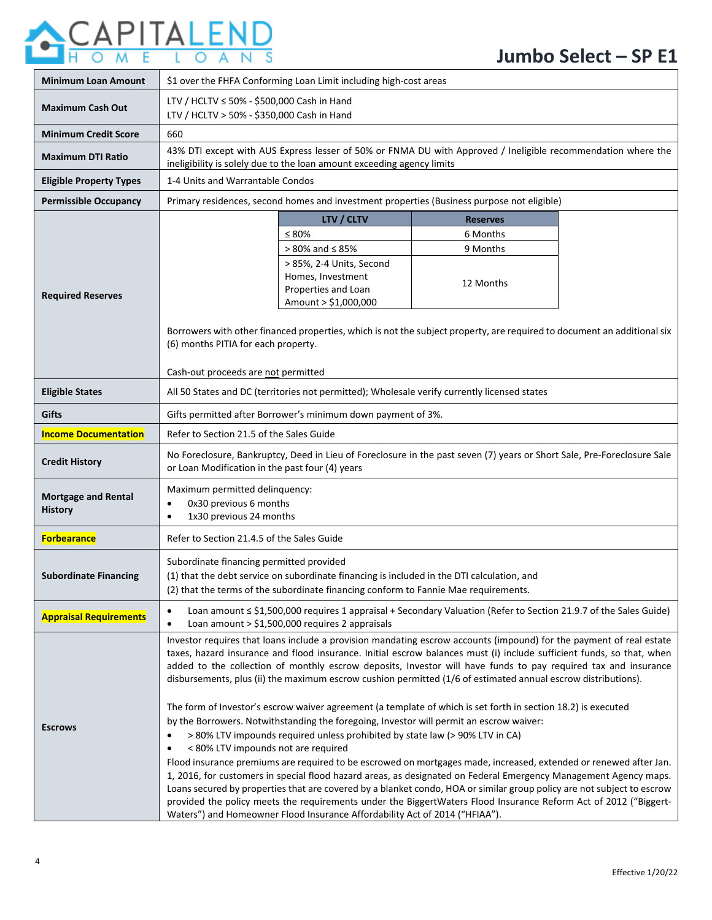# Jumbo Select – SP E1

| | |
|---|---|
| **Minimum Loan Amount** | $1 over the FHFA Conforming Loan Limit including high-cost areas |
| **Maximum Cash Out** | LTV / HCLTV ≤ 50% - $500,000 Cash in Hand<br>LTV / HCLTV > 50% - $350,000 Cash in Hand |
| **Minimum Credit Score** | 660 |
| **Maximum DTI Ratio** | 43% DTI except with AUS Express lesser of 50% or FNMA DU with Approved / Ineligible recommendation where the ineligibility is solely due to the loan amount exceeding agency limits |
| **Eligible Property Types** | 1-4 Units and Warrantable Condos |
| **Permissible Occupancy** | Primary residences, second homes and investment properties (Business purpose not eligible) |
| **Required Reserves** | **LTV / CLTV** — **Reserves**<br>≤ 80% — 6 Months<br>> 80% and ≤ 85% — 9 Months<br>> 85%, 2-4 Units, Second Homes, Investment Properties and Loan Amount > $1,000,000 — 12 Months<br><br>Borrowers with other financed properties, which is not the subject property, are required to document an additional six (6) months PITIA for each property.<br><br>Cash-out proceeds are not permitted |
| **Eligible States** | All 50 States and DC (territories not permitted); Wholesale verify currently licensed states |
| **Gifts** | Gifts permitted after Borrower's minimum down payment of 3%. |
| **Income Documentation** | Refer to Section 21.5 of the Sales Guide |
| **Credit History** | No Foreclosure, Bankruptcy, Deed in Lieu of Foreclosure in the past seven (7) years or Short Sale, Pre-Foreclosure Sale or Loan Modification in the past four (4) years |
| **Mortgage and Rental History** | Maximum permitted delinquency:<br>• 0x30 previous 6 months<br>• 1x30 previous 24 months |
| **Forbearance** | Refer to Section 21.4.5 of the Sales Guide |
| **Subordinate Financing** | Subordinate financing permitted provided<br>(1) that the debt service on subordinate financing is included in the DTI calculation, and<br>(2) that the terms of the subordinate financing conform to Fannie Mae requirements. |
| **Appraisal Requirements** | • Loan amount ≤ $1,500,000 requires 1 appraisal + Secondary Valuation (Refer to Section 21.9.7 of the Sales Guide)<br>• Loan amount > $1,500,000 requires 2 appraisals |
| **Escrows** | Investor requires that loans include a provision mandating escrow accounts (impound) for the payment of real estate taxes, hazard insurance and flood insurance. Initial escrow balances must (i) include sufficient funds, so that, when added to the collection of monthly escrow deposits, Investor will have funds to pay required tax and insurance disbursements, plus (ii) the maximum escrow cushion permitted (1/6 of estimated annual escrow distributions).<br><br>The form of Investor's escrow waiver agreement (a template of which is set forth in section 18.2) is executed by the Borrowers. Notwithstanding the foregoing, Investor will permit an escrow waiver:<br>• > 80% LTV impounds required unless prohibited by state law (> 90% LTV in CA)<br>• < 80% LTV impounds not are required<br>Flood insurance premiums are required to be escrowed on mortgages made, increased, extended or renewed after Jan. 1, 2016, for customers in special flood hazard areas, as designated on Federal Emergency Management Agency maps. Loans secured by properties that are covered by a blanket condo, HOA or similar group policy are not subject to escrow provided the policy meets the requirements under the BiggertWaters Flood Insurance Reform Act of 2012 ("Biggert-Waters") and Homeowner Flood Insurance Affordability Act of 2014 ("HFIAA"). |

Effective 1/20/22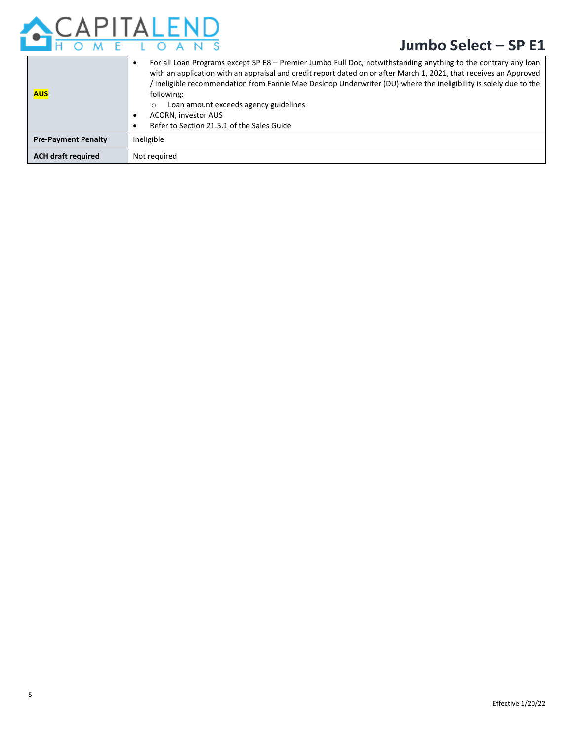| | |
|---|---|
| **AUS** | • For all Loan Programs except SP E8 – Premier Jumbo Full Doc, notwithstanding anything to the contrary any loan with an application with an appraisal and credit report dated on or after March 1, 2021, that receives an Approved / Ineligible recommendation from Fannie Mae Desktop Underwriter (DU) where the ineligibility is solely due to the following:<br>  ○ Loan amount exceeds agency guidelines<br>• ACORN, investor AUS<br>• Refer to Section 21.5.1 of the Sales Guide |
| **Pre-Payment Penalty** | Ineligible |
| **ACH draft required** | Not required |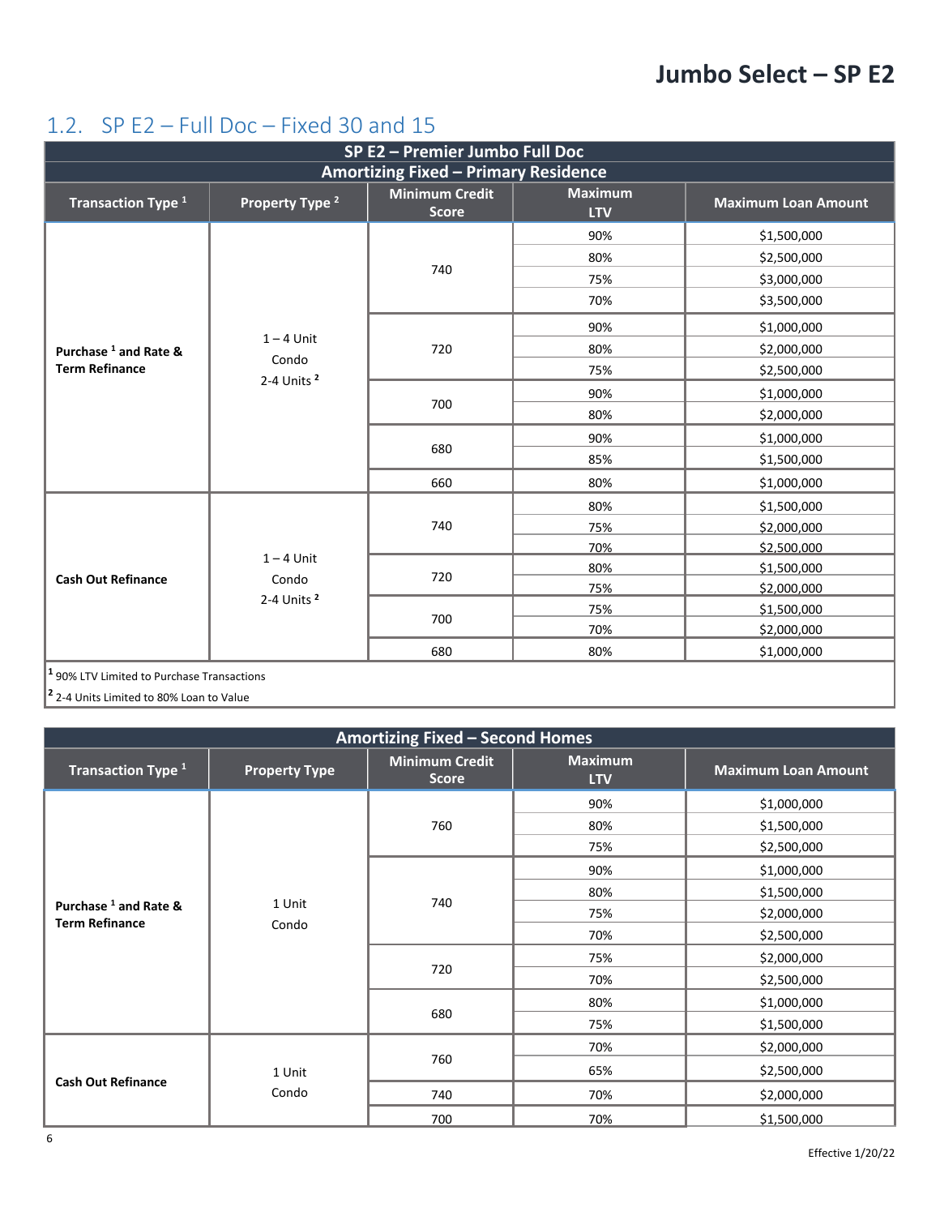# Jumbo Select – SP E2

## 1.2. SP E2 – Full Doc – Fixed 30 and 15

| SP E2 – Premier Jumbo Full Doc<br>Amortizing Fixed – Primary Residence | | | | |
|---|---|---|---|---|
| **Transaction Type [1]** | **Property Type [2]** | **Minimum Credit Score** | **Maximum LTV** | **Maximum Loan Amount** |
| **Purchase [1] and Rate & Term Refinance** | 1 – 4 Unit<br>Condo<br>2-4 Units [2] | 740 | 90% | $1,500,000 |
| | | | 80% | $2,500,000 |
| | | | 75% | $3,000,000 |
| | | | 70% | $3,500,000 |
| | | 720 | 90% | $1,000,000 |
| | | | 80% | $2,000,000 |
| | | | 75% | $2,500,000 |
| | | 700 | 90% | $1,000,000 |
| | | | 80% | $2,000,000 |
| | | 680 | 90% | $1,000,000 |
| | | | 85% | $1,500,000 |
| | | 660 | 80% | $1,000,000 |
| **Cash Out Refinance** | 1 – 4 Unit<br>Condo<br>2-4 Units [2] | 740 | 80% | $1,500,000 |
| | | | 75% | $2,000,000 |
| | | | 70% | $2,500,000 |
| | | 720 | 80% | $1,500,000 |
| | | | 75% | $2,000,000 |
| | | 700 | 75% | $1,500,000 |
| | | | 70% | $2,000,000 |
| | | 680 | 80% | $1,000,000 |

[1] 90% LTV Limited to Purchase Transactions

[2] 2-4 Units Limited to 80% Loan to Value

| Amortizing Fixed – Second Homes | | | | |
|---|---|---|---|---|
| **Transaction Type [1]** | **Property Type** | **Minimum Credit Score** | **Maximum LTV** | **Maximum Loan Amount** |
| **Purchase [1] and Rate & Term Refinance** | 1 Unit<br>Condo | 760 | 90% | $1,000,000 |
| | | | 80% | $1,500,000 |
| | | | 75% | $2,500,000 |
| | | 740 | 90% | $1,000,000 |
| | | | 80% | $1,500,000 |
| | | | 75% | $2,000,000 |
| | | | 70% | $2,500,000 |
| | | 720 | 75% | $2,000,000 |
| | | | 70% | $2,500,000 |
| | | 680 | 80% | $1,000,000 |
| | | | 75% | $1,500,000 |
| **Cash Out Refinance** | 1 Unit<br>Condo | 760 | 70% | $2,000,000 |
| | | | 65% | $2,500,000 |
| | | 740 | 70% | $2,000,000 |
| | | 700 | 70% | $1,500,000 |

Effective 1/20/22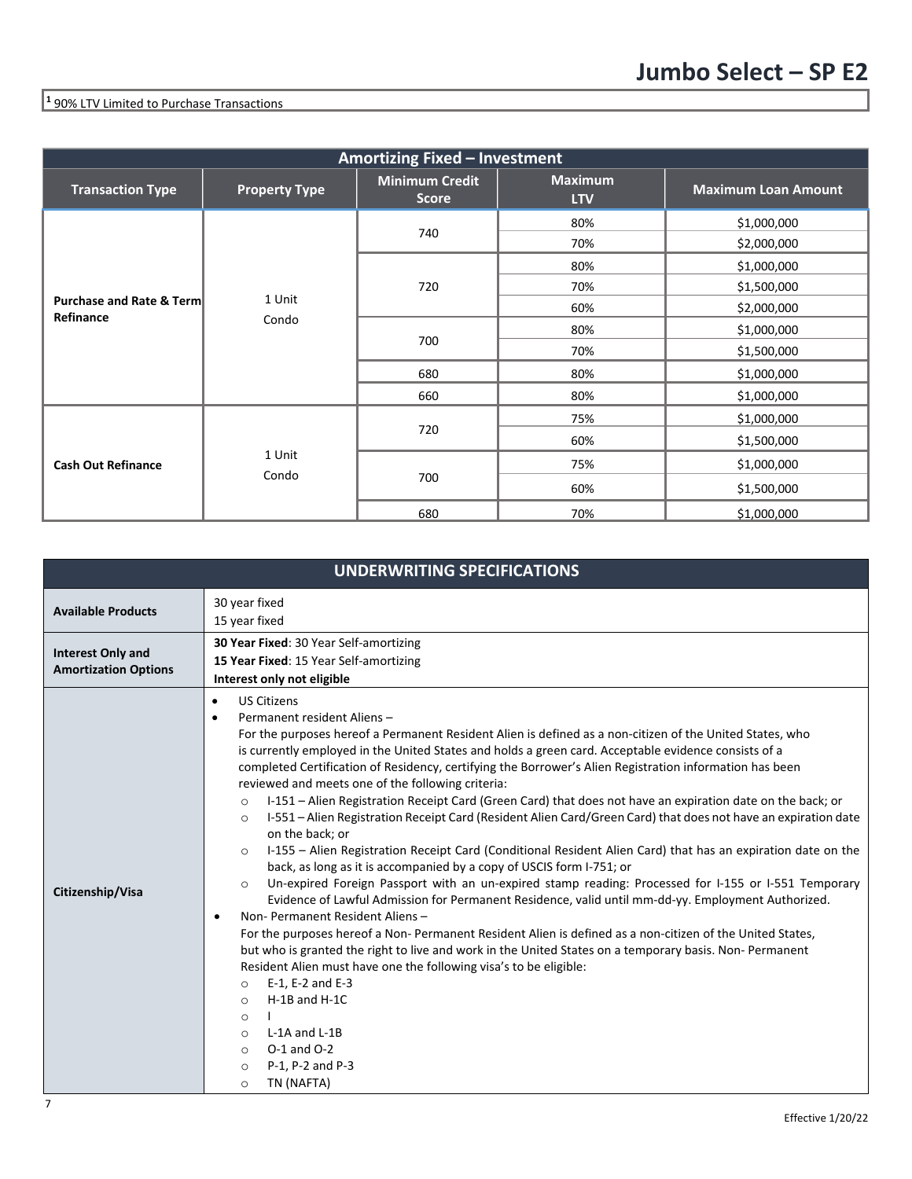[1] 90% LTV Limited to Purchase Transactions

| Amortizing Fixed – Investment | | | | |
|---|---|---|---|---|
| **Transaction Type** | **Property Type** | **Minimum Credit Score** | **Maximum LTV** | **Maximum Loan Amount** |
| **Purchase and Rate & Term Refinance** | 1 Unit Condo | 740 | 80% | $1,000,000 |
| | | | 70% | $2,000,000 |
| | | 720 | 80% | $1,000,000 |
| | | | 70% | $1,500,000 |
| | | | 60% | $2,000,000 |
| | | 700 | 80% | $1,000,000 |
| | | | 70% | $1,500,000 |
| | | 680 | 80% | $1,000,000 |
| | | 660 | 80% | $1,000,000 |
| **Cash Out Refinance** | 1 Unit Condo | 720 | 75% | $1,000,000 |
| | | | 60% | $1,500,000 |
| | | 700 | 75% | $1,000,000 |
| | | | 60% | $1,500,000 |
| | | 680 | 70% | $1,000,000 |

| UNDERWRITING SPECIFICATIONS | |
|---|---|
| **Available Products** | 30 year fixed<br>15 year fixed |
| **Interest Only and Amortization Options** | **30 Year Fixed**: 30 Year Self-amortizing<br>**15 Year Fixed**: 15 Year Self-amortizing<br>**Interest only not eligible** |
| **Citizenship/Visa** | • US Citizens<br>• Permanent resident Aliens –<br>For the purposes hereof a Permanent Resident Alien is defined as a non-citizen of the United States, who is currently employed in the United States and holds a green card. Acceptable evidence consists of a completed Certification of Residency, certifying the Borrower's Alien Registration information has been reviewed and meets one of the following criteria:<br>○ I-151 – Alien Registration Receipt Card (Green Card) that does not have an expiration date on the back; or<br>○ I-551 – Alien Registration Receipt Card (Resident Alien Card/Green Card) that does not have an expiration date on the back; or<br>○ I-155 – Alien Registration Receipt Card (Conditional Resident Alien Card) that has an expiration date on the back, as long as it is accompanied by a copy of USCIS form I-751; or<br>○ Un-expired Foreign Passport with an un-expired stamp reading: Processed for I-155 or I-551 Temporary Evidence of Lawful Admission for Permanent Residence, valid until mm-dd-yy. Employment Authorized.<br>• Non- Permanent Resident Aliens –<br>For the purposes hereof a Non- Permanent Resident Alien is defined as a non-citizen of the United States, but who is granted the right to live and work in the United States on a temporary basis. Non- Permanent Resident Alien must have one the following visa's to be eligible:<br>○ E-1, E-2 and E-3<br>○ H-1B and H-1C<br>○ I<br>○ L-1A and L-1B<br>○ O-1 and O-2<br>○ P-1, P-2 and P-3<br>○ TN (NAFTA) |

Effective 1/20/22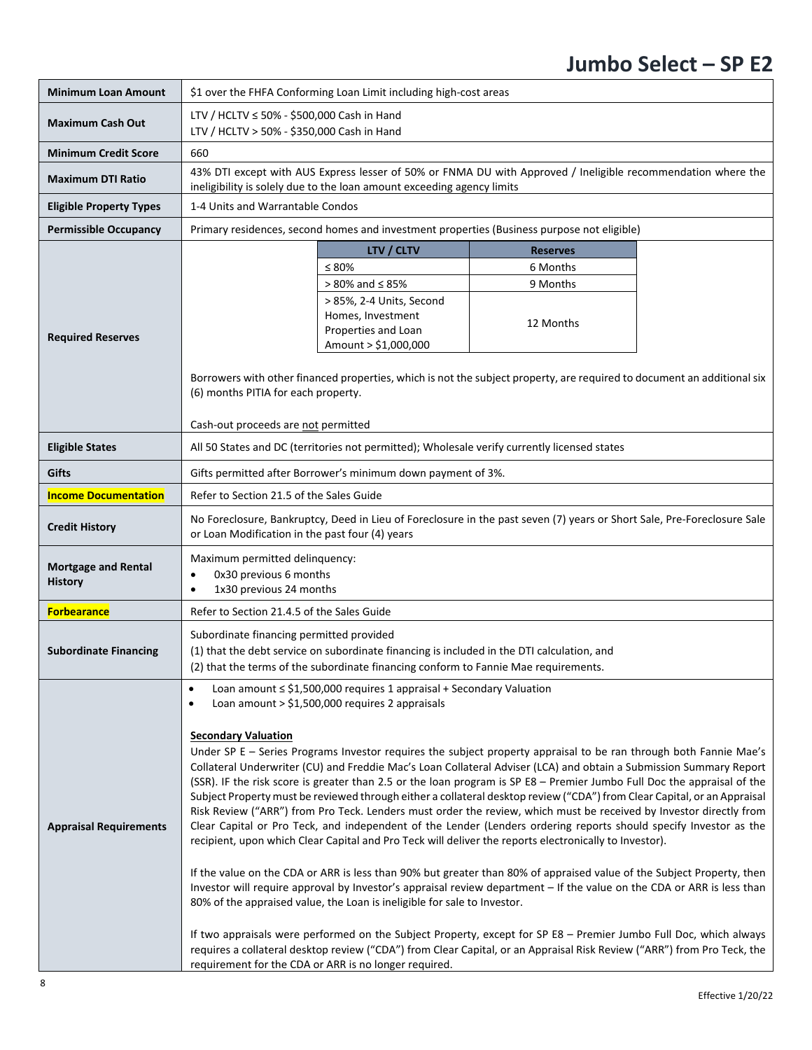# Jumbo Select – SP E2

| | |
|---|---|
| **Minimum Loan Amount** | $1 over the FHFA Conforming Loan Limit including high-cost areas |
| **Maximum Cash Out** | LTV / HCLTV ≤ 50% - $500,000 Cash in Hand<br>LTV / HCLTV > 50% - $350,000 Cash in Hand |
| **Minimum Credit Score** | 660 |
| **Maximum DTI Ratio** | 43% DTI except with AUS Express lesser of 50% or FNMA DU with Approved / Ineligible recommendation where the ineligibility is solely due to the loan amount exceeding agency limits |
| **Eligible Property Types** | 1-4 Units and Warrantable Condos |
| **Permissible Occupancy** | Primary residences, second homes and investment properties (Business purpose not eligible) |
| **Required Reserves** | **LTV / CLTV** — **Reserves**<br>≤ 80% — 6 Months<br>> 80% and ≤ 85% — 9 Months<br>> 85%, 2-4 Units, Second Homes, Investment Properties and Loan Amount > $1,000,000 — 12 Months<br><br>Borrowers with other financed properties, which is not the subject property, are required to document an additional six (6) months PITIA for each property.<br><br>Cash-out proceeds are not permitted |
| **Eligible States** | All 50 States and DC (territories not permitted); Wholesale verify currently licensed states |
| **Gifts** | Gifts permitted after Borrower's minimum down payment of 3%. |
| **Income Documentation** | Refer to Section 21.5 of the Sales Guide |
| **Credit History** | No Foreclosure, Bankruptcy, Deed in Lieu of Foreclosure in the past seven (7) years or Short Sale, Pre-Foreclosure Sale or Loan Modification in the past four (4) years |
| **Mortgage and Rental History** | Maximum permitted delinquency:<br>• 0x30 previous 6 months<br>• 1x30 previous 24 months |
| **Forbearance** | Refer to Section 21.4.5 of the Sales Guide |
| **Subordinate Financing** | Subordinate financing permitted provided<br>(1) that the debt service on subordinate financing is included in the DTI calculation, and<br>(2) that the terms of the subordinate financing conform to Fannie Mae requirements. |
| **Appraisal Requirements** | • Loan amount ≤ $1,500,000 requires 1 appraisal + Secondary Valuation<br>• Loan amount > $1,500,000 requires 2 appraisals<br><br>**Secondary Valuation**<br>Under SP E – Series Programs Investor requires the subject property appraisal to be ran through both Fannie Mae's Collateral Underwriter (CU) and Freddie Mac's Loan Collateral Adviser (LCA) and obtain a Submission Summary Report (SSR). IF the risk score is greater than 2.5 or the loan program is SP E8 – Premier Jumbo Full Doc the appraisal of the Subject Property must be reviewed through either a collateral desktop review ("CDA") from Clear Capital, or an Appraisal Risk Review ("ARR") from Pro Teck. Lenders must order the review, which must be received by Investor directly from Clear Capital or Pro Teck, and independent of the Lender (Lenders ordering reports should specify Investor as the recipient, upon which Clear Capital and Pro Teck will deliver the reports electronically to Investor).<br><br>If the value on the CDA or ARR is less than 90% but greater than 80% of appraised value of the Subject Property, then Investor will require approval by Investor's appraisal review department – If the value on the CDA or ARR is less than 80% of the appraised value, the Loan is ineligible for sale to Investor.<br><br>If two appraisals were performed on the Subject Property, except for SP E8 – Premier Jumbo Full Doc, which always requires a collateral desktop review ("CDA") from Clear Capital, or an Appraisal Risk Review ("ARR") from Pro Teck, the requirement for the CDA or ARR is no longer required. |

Effective 1/20/22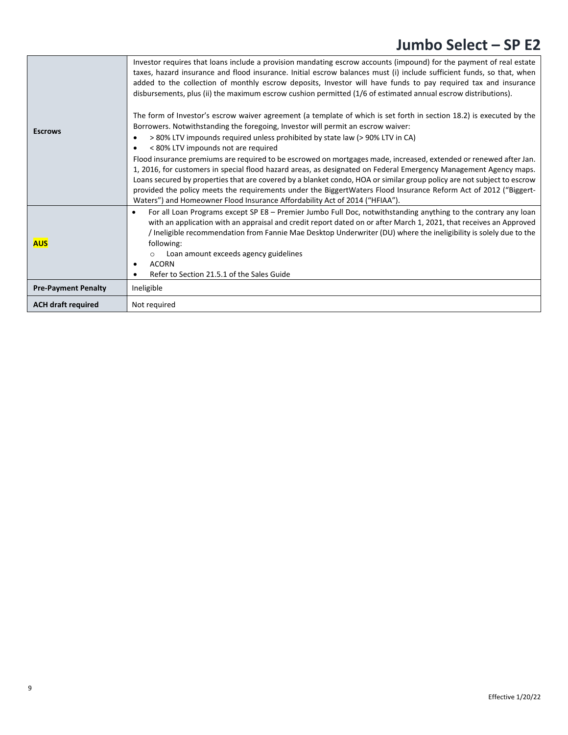| | |
|---|---|
| **Escrows** | Investor requires that loans include a provision mandating escrow accounts (impound) for the payment of real estate taxes, hazard insurance and flood insurance. Initial escrow balances must (i) include sufficient funds, so that, when added to the collection of monthly escrow deposits, Investor will have funds to pay required tax and insurance disbursements, plus (ii) the maximum escrow cushion permitted (1/6 of estimated annual escrow distributions).<br><br>The form of Investor's escrow waiver agreement (a template of which is set forth in section 18.2) is executed by the Borrowers. Notwithstanding the foregoing, Investor will permit an escrow waiver:<br>• > 80% LTV impounds required unless prohibited by state law (> 90% LTV in CA)<br>• < 80% LTV impounds not are required<br>Flood insurance premiums are required to be escrowed on mortgages made, increased, extended or renewed after Jan. 1, 2016, for customers in special flood hazard areas, as designated on Federal Emergency Management Agency maps. Loans secured by properties that are covered by a blanket condo, HOA or similar group policy are not subject to escrow provided the policy meets the requirements under the BiggertWaters Flood Insurance Reform Act of 2012 ("Biggert-Waters") and Homeowner Flood Insurance Affordability Act of 2014 ("HFIAA"). |
| **AUS** | • For all Loan Programs except SP E8 – Premier Jumbo Full Doc, notwithstanding anything to the contrary any loan with an application with an appraisal and credit report dated on or after March 1, 2021, that receives an Approved / Ineligible recommendation from Fannie Mae Desktop Underwriter (DU) where the ineligibility is solely due to the following:<br>  ○ Loan amount exceeds agency guidelines<br>• ACORN<br>• Refer to Section 21.5.1 of the Sales Guide |
| **Pre-Payment Penalty** | Ineligible |
| **ACH draft required** | Not required |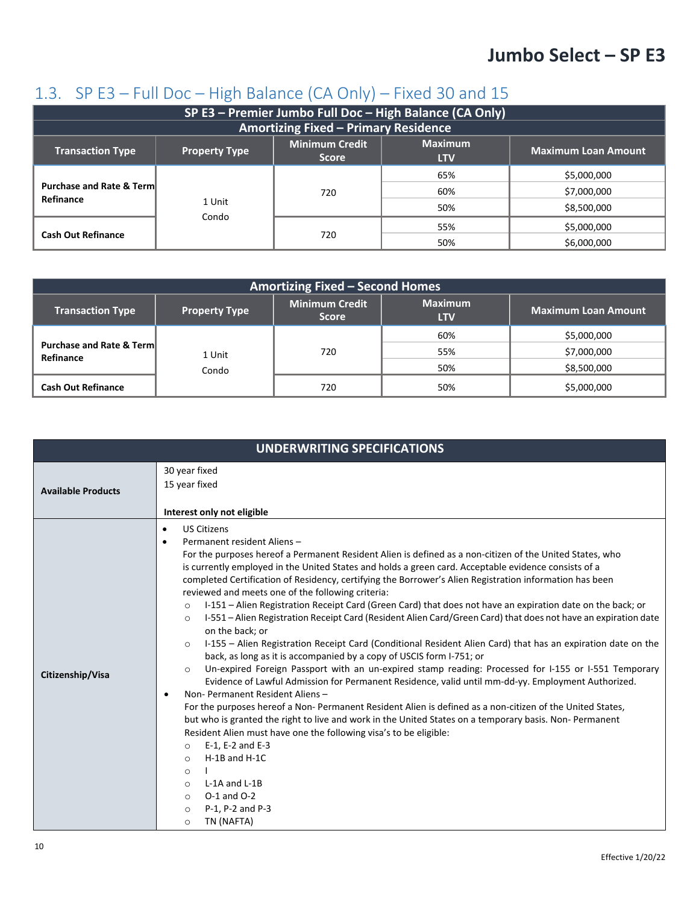# Jumbo Select – SP E3

## 1.3. SP E3 – Full Doc – High Balance (CA Only) – Fixed 30 and 15

| SP E3 – Premier Jumbo Full Doc – High Balance (CA Only) | | | | |
|---|---|---|---|---|
| Amortizing Fixed – Primary Residence | | | | |
| Transaction Type | Property Type | Minimum Credit Score | Maximum LTV | Maximum Loan Amount |
| Purchase and Rate & Term Refinance | 1 Unit<br>Condo | 720 | 65% | $5,000,000 |
| | | | 60% | $7,000,000 |
| | | | 50% | $8,500,000 |
| Cash Out Refinance | | 720 | 55% | $5,000,000 |
| | | | 50% | $6,000,000 |

| Amortizing Fixed – Second Homes | | | | |
|---|---|---|---|---|
| Transaction Type | Property Type | Minimum Credit Score | Maximum LTV | Maximum Loan Amount |
| Purchase and Rate & Term Refinance | 1 Unit<br>Condo | 720 | 60% | $5,000,000 |
| | | | 55% | $7,000,000 |
| | | | 50% | $8,500,000 |
| Cash Out Refinance | | 720 | 50% | $5,000,000 |

| UNDERWRITING SPECIFICATIONS | |
|---|---|
| **Available Products** | 30 year fixed<br>15 year fixed<br><br>**Interest only not eligible** |
| **Citizenship/Visa** | • US Citizens<br>• Permanent resident Aliens –<br>For the purposes hereof a Permanent Resident Alien is defined as a non-citizen of the United States, who is currently employed in the United States and holds a green card. Acceptable evidence consists of a completed Certification of Residency, certifying the Borrower's Alien Registration information has been reviewed and meets one of the following criteria:<br>○ I-151 – Alien Registration Receipt Card (Green Card) that does not have an expiration date on the back; or<br>○ I-551 – Alien Registration Receipt Card (Resident Alien Card/Green Card) that does not have an expiration date on the back; or<br>○ I-155 – Alien Registration Receipt Card (Conditional Resident Alien Card) that has an expiration date on the back, as long as it is accompanied by a copy of USCIS form I-751; or<br>○ Un-expired Foreign Passport with an un-expired stamp reading: Processed for I-155 or I-551 Temporary Evidence of Lawful Admission for Permanent Residence, valid until mm-dd-yy. Employment Authorized.<br>• Non- Permanent Resident Aliens –<br>For the purposes hereof a Non- Permanent Resident Alien is defined as a non-citizen of the United States, but who is granted the right to live and work in the United States on a temporary basis. Non- Permanent Resident Alien must have one the following visa's to be eligible:<br>○ E-1, E-2 and E-3<br>○ H-1B and H-1C<br>○ I<br>○ L-1A and L-1B<br>○ O-1 and O-2<br>○ P-1, P-2 and P-3<br>○ TN (NAFTA) |

Effective 1/20/22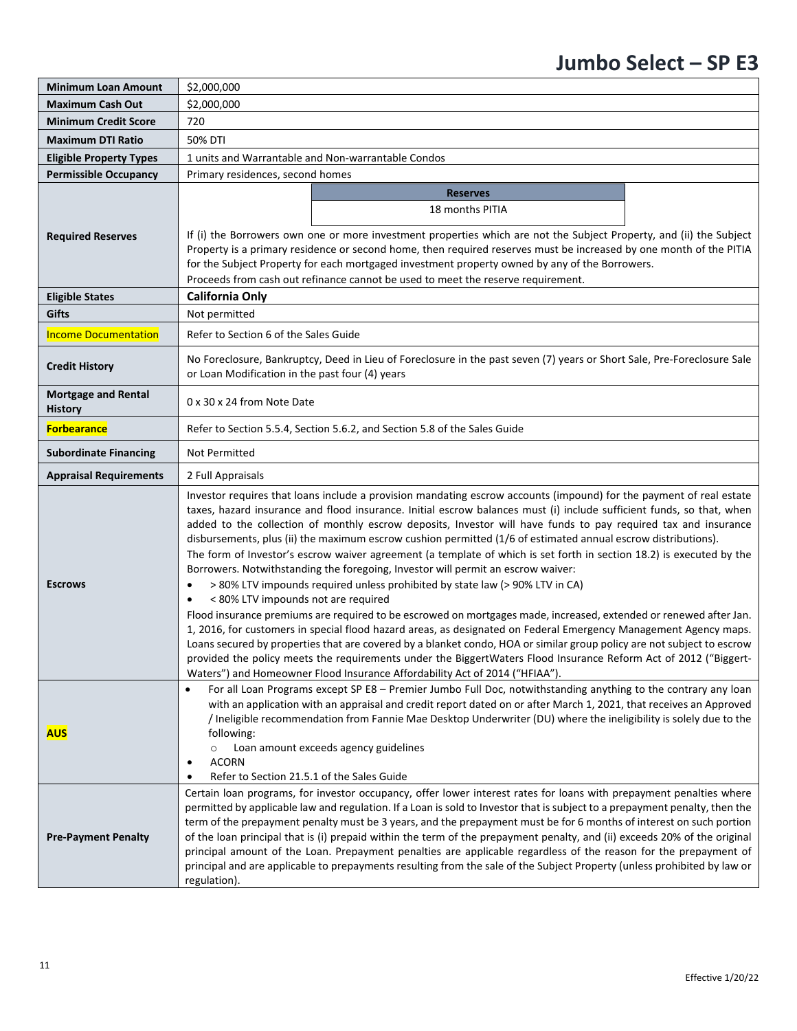# Jumbo Select – SP E3

| | |
|---|---|
| **Minimum Loan Amount** | $2,000,000 |
| **Maximum Cash Out** | $2,000,000 |
| **Minimum Credit Score** | 720 |
| **Maximum DTI Ratio** | 50% DTI |
| **Eligible Property Types** | 1 units and Warrantable and Non-warrantable Condos |
| **Permissible Occupancy** | Primary residences, second homes |
| **Required Reserves** | **Reserves**: 18 months PITIA<br><br>If (i) the Borrowers own one or more investment properties which are not the Subject Property, and (ii) the Subject Property is a primary residence or second home, then required reserves must be increased by one month of the PITIA for the Subject Property for each mortgaged investment property owned by any of the Borrowers.<br>Proceeds from cash out refinance cannot be used to meet the reserve requirement. |
| **Eligible States** | **California Only** |
| **Gifts** | Not permitted |
| **Income Documentation** | Refer to Section 6 of the Sales Guide |
| **Credit History** | No Foreclosure, Bankruptcy, Deed in Lieu of Foreclosure in the past seven (7) years or Short Sale, Pre-Foreclosure Sale or Loan Modification in the past four (4) years |
| **Mortgage and Rental History** | 0 x 30 x 24 from Note Date |
| **Forbearance** | Refer to Section 5.5.4, Section 5.6.2, and Section 5.8 of the Sales Guide |
| **Subordinate Financing** | Not Permitted |
| **Appraisal Requirements** | 2 Full Appraisals |
| **Escrows** | Investor requires that loans include a provision mandating escrow accounts (impound) for the payment of real estate taxes, hazard insurance and flood insurance. Initial escrow balances must (i) include sufficient funds, so that, when added to the collection of monthly escrow deposits, Investor will have funds to pay required tax and insurance disbursements, plus (ii) the maximum escrow cushion permitted (1/6 of estimated annual escrow distributions).<br>The form of Investor's escrow waiver agreement (a template of which is set forth in section 18.2) is executed by the Borrowers. Notwithstanding the foregoing, Investor will permit an escrow waiver:<br>• > 80% LTV impounds required unless prohibited by state law (> 90% LTV in CA)<br>• < 80% LTV impounds not are required<br>Flood insurance premiums are required to be escrowed on mortgages made, increased, extended or renewed after Jan. 1, 2016, for customers in special flood hazard areas, as designated on Federal Emergency Management Agency maps. Loans secured by properties that are covered by a blanket condo, HOA or similar group policy are not subject to escrow provided the policy meets the requirements under the BiggertWaters Flood Insurance Reform Act of 2012 ("Biggert-Waters") and Homeowner Flood Insurance Affordability Act of 2014 ("HFIAA"). |
| **AUS** | • For all Loan Programs except SP E8 – Premier Jumbo Full Doc, notwithstanding anything to the contrary any loan with an application with an appraisal and credit report dated on or after March 1, 2021, that receives an Approved / Ineligible recommendation from Fannie Mae Desktop Underwriter (DU) where the ineligibility is solely due to the following:<br>  ○ Loan amount exceeds agency guidelines<br>• ACORN<br>• Refer to Section 21.5.1 of the Sales Guide |
| **Pre-Payment Penalty** | Certain loan programs, for investor occupancy, offer lower interest rates for loans with prepayment penalties where permitted by applicable law and regulation. If a Loan is sold to Investor that is subject to a prepayment penalty, then the term of the prepayment penalty must be 3 years, and the prepayment must be for 6 months of interest on such portion of the loan principal that is (i) prepaid within the term of the prepayment penalty, and (ii) exceeds 20% of the original principal amount of the Loan. Prepayment penalties are applicable regardless of the reason for the prepayment of principal and are applicable to prepayments resulting from the sale of the Subject Property (unless prohibited by law or regulation). |

Effective 1/20/22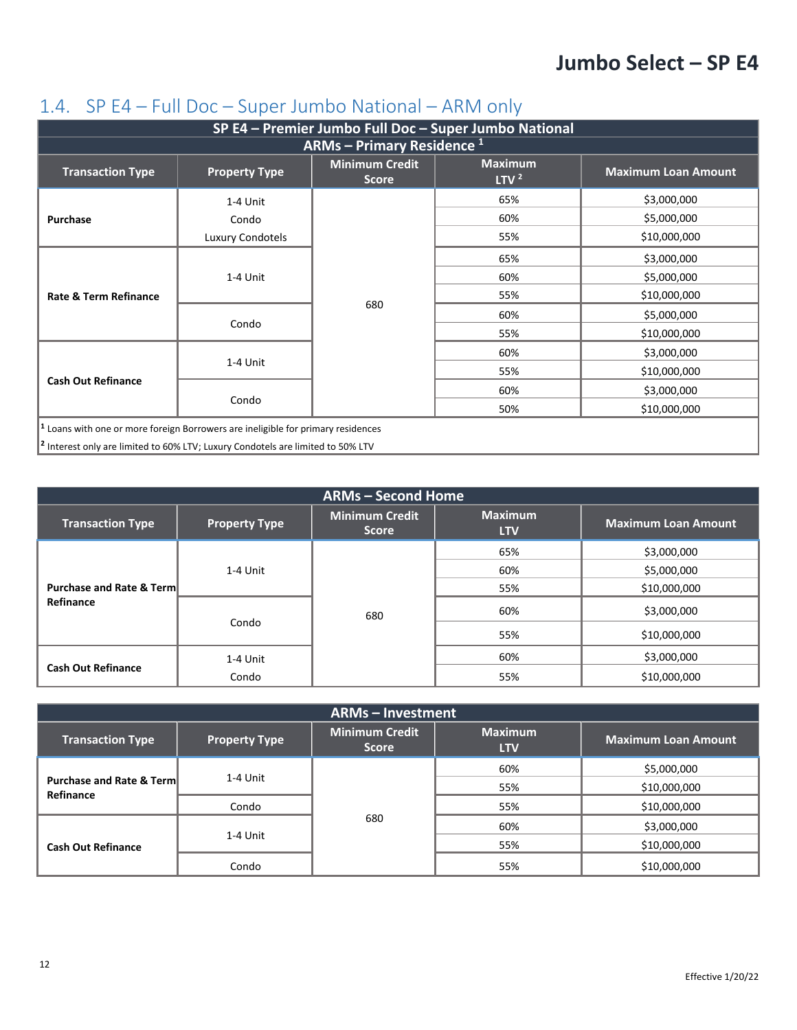# Jumbo Select – SP E4

## 1.4. SP E4 – Full Doc – Super Jumbo National – ARM only

| SP E4 – Premier Jumbo Full Doc – Super Jumbo National ARMs – Primary Residence [1] | | | | |
|---|---|---|---|---|
| **Transaction Type** | **Property Type** | **Minimum Credit Score** | **Maximum LTV [2]** | **Maximum Loan Amount** |
| **Purchase** | 1-4 Unit, Condo, Luxury Condotels | 680 | 65% | $3,000,000 |
| | | | 60% | $5,000,000 |
| | | | 55% | $10,000,000 |
| **Rate & Term Refinance** | 1-4 Unit | | 65% | $3,000,000 |
| | | | 60% | $5,000,000 |
| | | | 55% | $10,000,000 |
| | Condo | | 60% | $5,000,000 |
| | | | 55% | $10,000,000 |
| **Cash Out Refinance** | 1-4 Unit | | 60% | $3,000,000 |
| | | | 55% | $10,000,000 |
| | Condo | | 60% | $3,000,000 |
| | | | 50% | $10,000,000 |

[1] Loans with one or more foreign Borrowers are ineligible for primary residences

[2] Interest only are limited to 60% LTV; Luxury Condotels are limited to 50% LTV

| ARMs – Second Home | | | | |
|---|---|---|---|---|
| **Transaction Type** | **Property Type** | **Minimum Credit Score** | **Maximum LTV** | **Maximum Loan Amount** |
| **Purchase and Rate & Term Refinance** | 1-4 Unit | 680 | 65% | $3,000,000 |
| | | | 60% | $5,000,000 |
| | | | 55% | $10,000,000 |
| | Condo | | 60% | $3,000,000 |
| | | | 55% | $10,000,000 |
| **Cash Out Refinance** | 1-4 Unit, Condo | | 60% | $3,000,000 |
| | | | 55% | $10,000,000 |

| ARMs – Investment | | | | |
|---|---|---|---|---|
| **Transaction Type** | **Property Type** | **Minimum Credit Score** | **Maximum LTV** | **Maximum Loan Amount** |
| **Purchase and Rate & Term Refinance** | 1-4 Unit | 680 | 60% | $5,000,000 |
| | | | 55% | $10,000,000 |
| | Condo | | 55% | $10,000,000 |
| **Cash Out Refinance** | 1-4 Unit | | 60% | $3,000,000 |
| | | | 55% | $10,000,000 |
| | Condo | | 55% | $10,000,000 |

Effective 1/20/22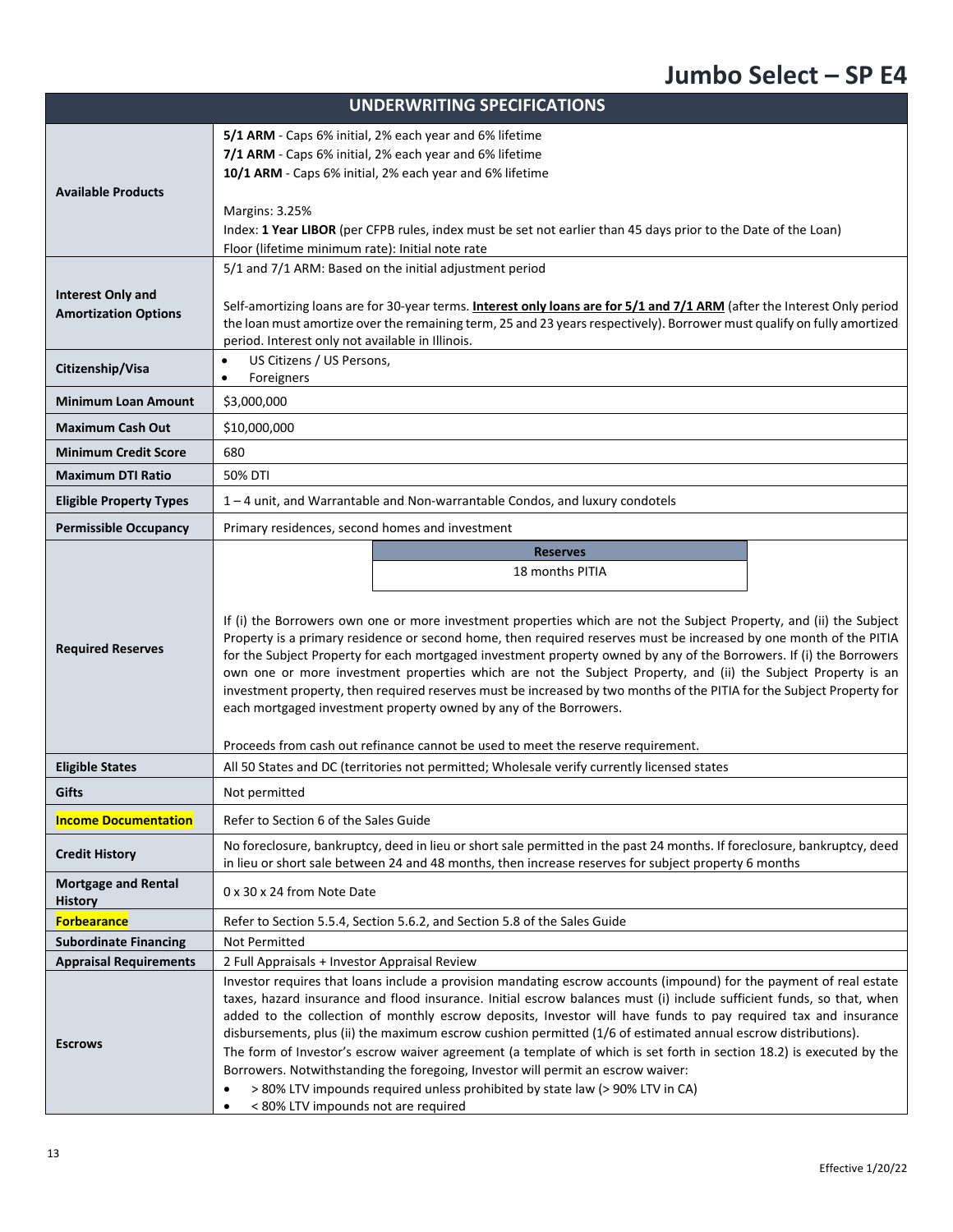# Jumbo Select – SP E4

| UNDERWRITING SPECIFICATIONS | |
|---|---|
| **Available Products** | **5/1 ARM** - Caps 6% initial, 2% each year and 6% lifetime<br>**7/1 ARM** - Caps 6% initial, 2% each year and 6% lifetime<br>**10/1 ARM** - Caps 6% initial, 2% each year and 6% lifetime<br><br>Margins: 3.25%<br>Index: **1 Year LIBOR** (per CFPB rules, index must be set not earlier than 45 days prior to the Date of the Loan)<br>Floor (lifetime minimum rate): Initial note rate |
| **Interest Only and Amortization Options** | 5/1 and 7/1 ARM: Based on the initial adjustment period<br><br>Self-amortizing loans are for 30-year terms. **Interest only loans are for 5/1 and 7/1 ARM** (after the Interest Only period the loan must amortize over the remaining term, 25 and 23 years respectively). Borrower must qualify on fully amortized period. Interest only not available in Illinois. |
| **Citizenship/Visa** | • US Citizens / US Persons,<br>• Foreigners |
| **Minimum Loan Amount** | $3,000,000 |
| **Maximum Cash Out** | $10,000,000 |
| **Minimum Credit Score** | 680 |
| **Maximum DTI Ratio** | 50% DTI |
| **Eligible Property Types** | 1 – 4 unit, and Warrantable and Non-warrantable Condos, and luxury condotels |
| **Permissible Occupancy** | Primary residences, second homes and investment |
| **Required Reserves** | **Reserves**: 18 months PITIA<br><br>If (i) the Borrowers own one or more investment properties which are not the Subject Property, and (ii) the Subject Property is a primary residence or second home, then required reserves must be increased by one month of the PITIA for the Subject Property for each mortgaged investment property owned by any of the Borrowers. If (i) the Borrowers own one or more investment properties which are not the Subject Property, and (ii) the Subject Property is an investment property, then required reserves must be increased by two months of the PITIA for the Subject Property for each mortgaged investment property owned by any of the Borrowers.<br><br>Proceeds from cash out refinance cannot be used to meet the reserve requirement. |
| **Eligible States** | All 50 States and DC (territories not permitted; Wholesale verify currently licensed states |
| **Gifts** | Not permitted |
| **Income Documentation** | Refer to Section 6 of the Sales Guide |
| **Credit History** | No foreclosure, bankruptcy, deed in lieu or short sale permitted in the past 24 months. If foreclosure, bankruptcy, deed in lieu or short sale between 24 and 48 months, then increase reserves for subject property 6 months |
| **Mortgage and Rental History** | 0 x 30 x 24 from Note Date |
| **Forbearance** | Refer to Section 5.5.4, Section 5.6.2, and Section 5.8 of the Sales Guide |
| **Subordinate Financing** | Not Permitted |
| **Appraisal Requirements** | 2 Full Appraisals + Investor Appraisal Review |
| **Escrows** | Investor requires that loans include a provision mandating escrow accounts (impound) for the payment of real estate taxes, hazard insurance and flood insurance. Initial escrow balances must (i) include sufficient funds, so that, when added to the collection of monthly escrow deposits, Investor will have funds to pay required tax and insurance disbursements, plus (ii) the maximum escrow cushion permitted (1/6 of estimated annual escrow distributions).<br>The form of Investor's escrow waiver agreement (a template of which is set forth in section 18.2) is executed by the Borrowers. Notwithstanding the foregoing, Investor will permit an escrow waiver:<br>• > 80% LTV impounds required unless prohibited by state law (> 90% LTV in CA)<br>• < 80% LTV impounds not are required |

Effective 1/20/22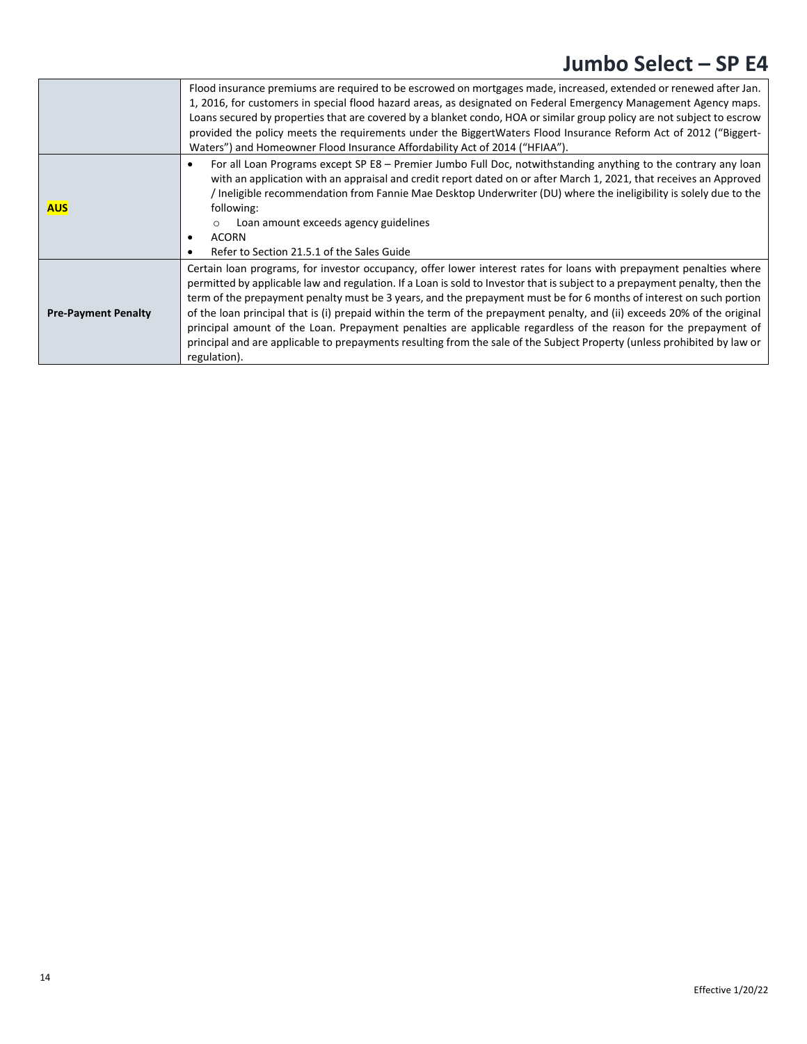| | |
|---|---|
| | Flood insurance premiums are required to be escrowed on mortgages made, increased, extended or renewed after Jan. 1, 2016, for customers in special flood hazard areas, as designated on Federal Emergency Management Agency maps. Loans secured by properties that are covered by a blanket condo, HOA or similar group policy are not subject to escrow provided the policy meets the requirements under the BiggertWaters Flood Insurance Reform Act of 2012 ("Biggert-Waters") and Homeowner Flood Insurance Affordability Act of 2014 ("HFIAA"). |
| **AUS** | • For all Loan Programs except SP E8 – Premier Jumbo Full Doc, notwithstanding anything to the contrary any loan with an application with an appraisal and credit report dated on or after March 1, 2021, that receives an Approved / Ineligible recommendation from Fannie Mae Desktop Underwriter (DU) where the ineligibility is solely due to the following:<br>  ○ Loan amount exceeds agency guidelines<br>• ACORN<br>• Refer to Section 21.5.1 of the Sales Guide |
| **Pre-Payment Penalty** | Certain loan programs, for investor occupancy, offer lower interest rates for loans with prepayment penalties where permitted by applicable law and regulation. If a Loan is sold to Investor that is subject to a prepayment penalty, then the term of the prepayment penalty must be 3 years, and the prepayment must be for 6 months of interest on such portion of the loan principal that is (i) prepaid within the term of the prepayment penalty, and (ii) exceeds 20% of the original principal amount of the Loan. Prepayment penalties are applicable regardless of the reason for the prepayment of principal and are applicable to prepayments resulting from the sale of the Subject Property (unless prohibited by law or regulation). |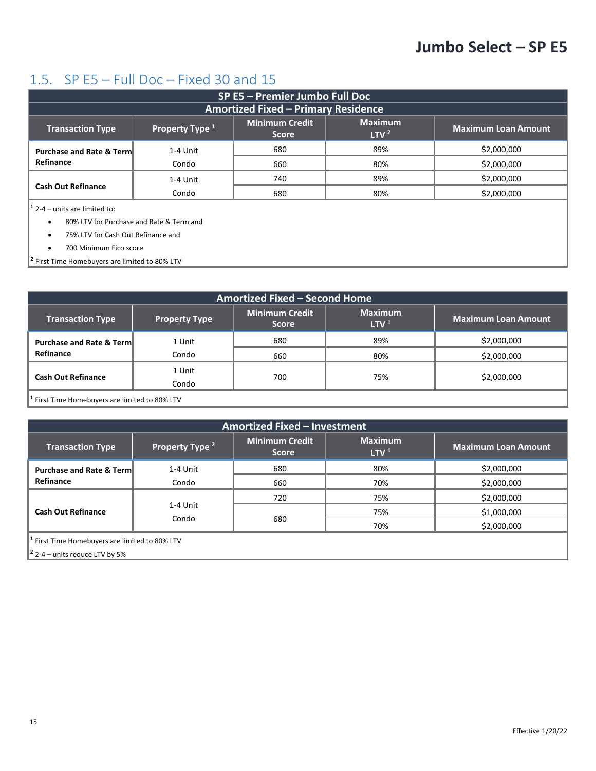# Jumbo Select – SP E5

## 1.5. SP E5 – Full Doc – Fixed 30 and 15

**SP E5 – Premier Jumbo Full Doc**

**Amortized Fixed – Primary Residence**

| Transaction Type | Property Type [1] | Minimum Credit Score | Maximum LTV [2] | Maximum Loan Amount |
|---|---|---|---|---|
| Purchase and Rate & Term Refinance | 1-4 Unit | 680 | 89% | $2,000,000 |
| | Condo | 660 | 80% | $2,000,000 |
| Cash Out Refinance | 1-4 Unit | 740 | 89% | $2,000,000 |
| | Condo | 680 | 80% | $2,000,000 |

[1] 2-4 – units are limited to:

- 80% LTV for Purchase and Rate & Term and
- 75% LTV for Cash Out Refinance and
- 700 Minimum Fico score

[2] First Time Homebuyers are limited to 80% LTV

**Amortized Fixed – Second Home**

| Transaction Type | Property Type | Minimum Credit Score | Maximum LTV [1] | Maximum Loan Amount |
|---|---|---|---|---|
| Purchase and Rate & Term Refinance | 1 Unit | 680 | 89% | $2,000,000 |
| | Condo | 660 | 80% | $2,000,000 |
| Cash Out Refinance | 1 Unit Condo | 700 | 75% | $2,000,000 |

[1] First Time Homebuyers are limited to 80% LTV

**Amortized Fixed – Investment**

| Transaction Type | Property Type [2] | Minimum Credit Score | Maximum LTV [1] | Maximum Loan Amount |
|---|---|---|---|---|
| Purchase and Rate & Term Refinance | 1-4 Unit | 680 | 80% | $2,000,000 |
| | Condo | 660 | 70% | $2,000,000 |
| Cash Out Refinance | 1-4 Unit Condo | 720 | 75% | $2,000,000 |
| | | 680 | 75% | $1,000,000 |
| | | | 70% | $2,000,000 |

[1] First Time Homebuyers are limited to 80% LTV

[2] 2-4 – units reduce LTV by 5%

Effective 1/20/22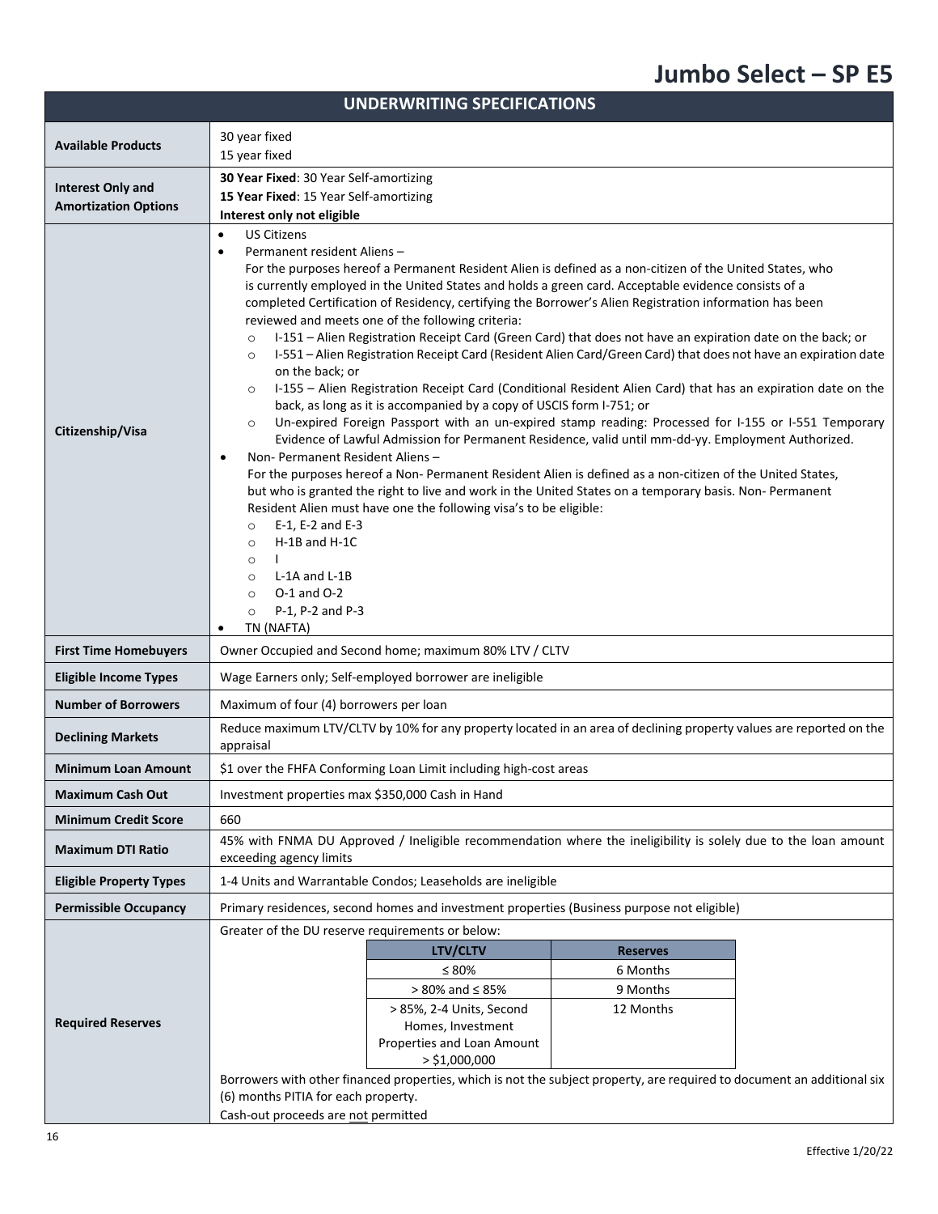# Jumbo Select – SP E5

| UNDERWRITING SPECIFICATIONS | |
|---|---|
| **Available Products** | 30 year fixed<br>15 year fixed |
| **Interest Only and Amortization Options** | **30 Year Fixed**: 30 Year Self-amortizing<br>**15 Year Fixed**: 15 Year Self-amortizing<br>**Interest only not eligible** |
| **Citizenship/Visa** | • US Citizens<br>• Permanent resident Aliens – For the purposes hereof a Permanent Resident Alien is defined as a non-citizen of the United States, who is currently employed in the United States and holds a green card. Acceptable evidence consists of a completed Certification of Residency, certifying the Borrower's Alien Registration information has been reviewed and meets one of the following criteria:<br>  ○ I-151 – Alien Registration Receipt Card (Green Card) that does not have an expiration date on the back; or<br>  ○ I-551 – Alien Registration Receipt Card (Resident Alien Card/Green Card) that does not have an expiration date on the back; or<br>  ○ I-155 – Alien Registration Receipt Card (Conditional Resident Alien Card) that has an expiration date on the back, as long as it is accompanied by a copy of USCIS form I-751; or<br>  ○ Un-expired Foreign Passport with an un-expired stamp reading: Processed for I-155 or I-551 Temporary Evidence of Lawful Admission for Permanent Residence, valid until mm-dd-yy. Employment Authorized.<br>• Non- Permanent Resident Aliens – For the purposes hereof a Non- Permanent Resident Alien is defined as a non-citizen of the United States, but who is granted the right to live and work in the United States on a temporary basis. Non- Permanent Resident Alien must have one the following visa's to be eligible:<br>  ○ E-1, E-2 and E-3<br>  ○ H-1B and H-1C<br>  ○ I<br>  ○ L-1A and L-1B<br>  ○ O-1 and O-2<br>  ○ P-1, P-2 and P-3<br>• TN (NAFTA) |
| **First Time Homebuyers** | Owner Occupied and Second home; maximum 80% LTV / CLTV |
| **Eligible Income Types** | Wage Earners only; Self-employed borrower are ineligible |
| **Number of Borrowers** | Maximum of four (4) borrowers per loan |
| **Declining Markets** | Reduce maximum LTV/CLTV by 10% for any property located in an area of declining property values are reported on the appraisal |
| **Minimum Loan Amount** | $1 over the FHFA Conforming Loan Limit including high-cost areas |
| **Maximum Cash Out** | Investment properties max $350,000 Cash in Hand |
| **Minimum Credit Score** | 660 |
| **Maximum DTI Ratio** | 45% with FNMA DU Approved / Ineligible recommendation where the ineligibility is solely due to the loan amount exceeding agency limits |
| **Eligible Property Types** | 1-4 Units and Warrantable Condos; Leaseholds are ineligible |
| **Permissible Occupancy** | Primary residences, second homes and investment properties (Business purpose not eligible) |
| **Required Reserves** | Greater of the DU reserve requirements or below:<br>• ≤ 80% LTV/CLTV: 6 Months<br>• > 80% and ≤ 85% LTV/CLTV: 9 Months<br>• > 85%, 2-4 Units, Second Homes, Investment Properties and Loan Amount > $1,000,000: 12 Months<br>Borrowers with other financed properties, which is not the subject property, are required to document an additional six (6) months PITIA for each property.<br>Cash-out proceeds are not permitted |

**Required Reserves**

| LTV/CLTV | Reserves |
|---|---|
| ≤ 80% | 6 Months |
| > 80% and ≤ 85% | 9 Months |
| > 85%, 2-4 Units, Second Homes, Investment Properties and Loan Amount > $1,000,000 | 12 Months |

Effective 1/20/22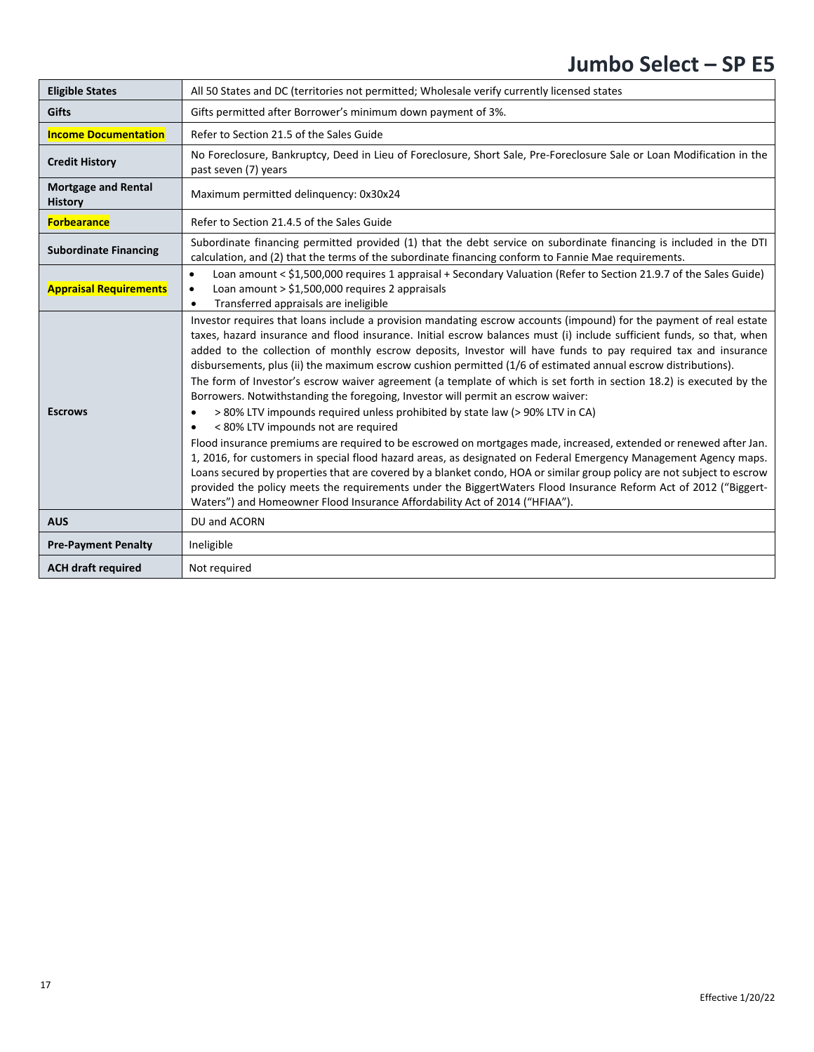# Jumbo Select – SP E5

| | |
|---|---|
| **Eligible States** | All 50 States and DC (territories not permitted; Wholesale verify currently licensed states |
| **Gifts** | Gifts permitted after Borrower's minimum down payment of 3%. |
| **Income Documentation** | Refer to Section 21.5 of the Sales Guide |
| **Credit History** | No Foreclosure, Bankruptcy, Deed in Lieu of Foreclosure, Short Sale, Pre-Foreclosure Sale or Loan Modification in the past seven (7) years |
| **Mortgage and Rental History** | Maximum permitted delinquency: 0x30x24 |
| **Forbearance** | Refer to Section 21.4.5 of the Sales Guide |
| **Subordinate Financing** | Subordinate financing permitted provided (1) that the debt service on subordinate financing is included in the DTI calculation, and (2) that the terms of the subordinate financing conform to Fannie Mae requirements. |
| **Appraisal Requirements** | • Loan amount < $1,500,000 requires 1 appraisal + Secondary Valuation (Refer to Section 21.9.7 of the Sales Guide)<br>• Loan amount > $1,500,000 requires 2 appraisals<br>• Transferred appraisals are ineligible |
| **Escrows** | Investor requires that loans include a provision mandating escrow accounts (impound) for the payment of real estate taxes, hazard insurance and flood insurance. Initial escrow balances must (i) include sufficient funds, so that, when added to the collection of monthly escrow deposits, Investor will have funds to pay required tax and insurance disbursements, plus (ii) the maximum escrow cushion permitted (1/6 of estimated annual escrow distributions).<br>The form of Investor's escrow waiver agreement (a template of which is set forth in section 18.2) is executed by the Borrowers. Notwithstanding the foregoing, Investor will permit an escrow waiver:<br>• > 80% LTV impounds required unless prohibited by state law (> 90% LTV in CA)<br>• < 80% LTV impounds not are required<br>Flood insurance premiums are required to be escrowed on mortgages made, increased, extended or renewed after Jan. 1, 2016, for customers in special flood hazard areas, as designated on Federal Emergency Management Agency maps. Loans secured by properties that are covered by a blanket condo, HOA or similar group policy are not subject to escrow provided the policy meets the requirements under the BiggertWaters Flood Insurance Reform Act of 2012 ("Biggert-Waters") and Homeowner Flood Insurance Affordability Act of 2014 ("HFIAA"). |
| **AUS** | DU and ACORN |
| **Pre-Payment Penalty** | Ineligible |
| **ACH draft required** | Not required |

Effective 1/20/22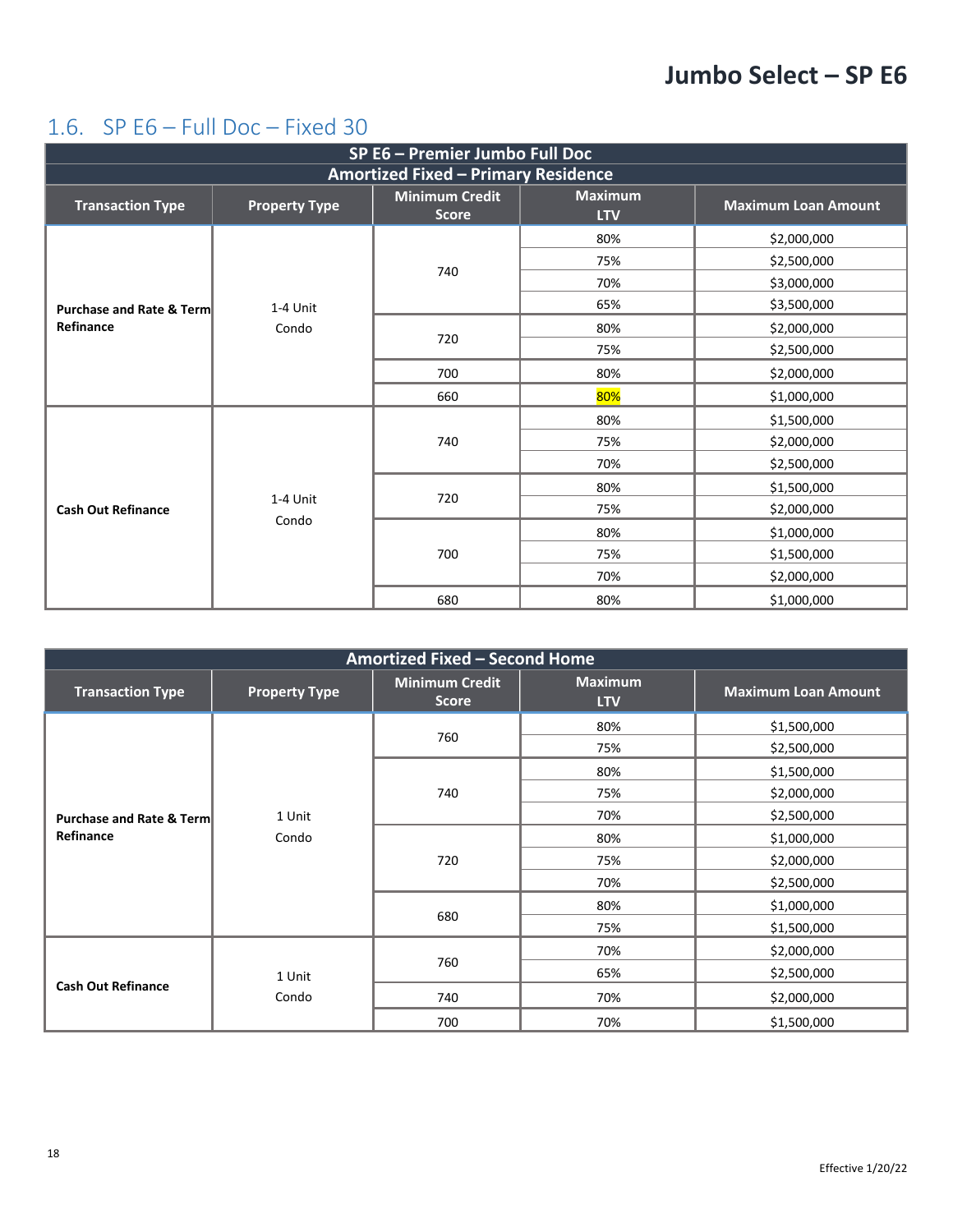# Jumbo Select – SP E6

## 1.6. SP E6 – Full Doc – Fixed 30

| SP E6 – Premier Jumbo Full Doc<br>Amortized Fixed – Primary Residence | | | | |
|---|---|---|---|---|
| **Transaction Type** | **Property Type** | **Minimum Credit Score** | **Maximum LTV** | **Maximum Loan Amount** |
| **Purchase and Rate & Term Refinance** | 1-4 Unit<br>Condo | 740 | 80% | $2,000,000 |
| | | | 75% | $2,500,000 |
| | | | 70% | $3,000,000 |
| | | | 65% | $3,500,000 |
| | | 720 | 80% | $2,000,000 |
| | | | 75% | $2,500,000 |
| | | 700 | 80% | $2,000,000 |
| | | 660 | 80% | $1,000,000 |
| **Cash Out Refinance** | 1-4 Unit<br>Condo | 740 | 80% | $1,500,000 |
| | | | 75% | $2,000,000 |
| | | | 70% | $2,500,000 |
| | | 720 | 80% | $1,500,000 |
| | | | 75% | $2,000,000 |
| | | 700 | 80% | $1,000,000 |
| | | | 75% | $1,500,000 |
| | | | 70% | $2,000,000 |
| | | 680 | 80% | $1,000,000 |

| Amortized Fixed – Second Home | | | | |
|---|---|---|---|---|
| **Transaction Type** | **Property Type** | **Minimum Credit Score** | **Maximum LTV** | **Maximum Loan Amount** |
| **Purchase and Rate & Term Refinance** | 1 Unit<br>Condo | 760 | 80% | $1,500,000 |
| | | | 75% | $2,500,000 |
| | | 740 | 80% | $1,500,000 |
| | | | 75% | $2,000,000 |
| | | | 70% | $2,500,000 |
| | | 720 | 80% | $1,000,000 |
| | | | 75% | $2,000,000 |
| | | | 70% | $2,500,000 |
| | | 680 | 80% | $1,000,000 |
| | | | 75% | $1,500,000 |
| **Cash Out Refinance** | 1 Unit<br>Condo | 760 | 70% | $2,000,000 |
| | | | 65% | $2,500,000 |
| | | 740 | 70% | $2,000,000 |
| | | 700 | 70% | $1,500,000 |

Effective 1/20/22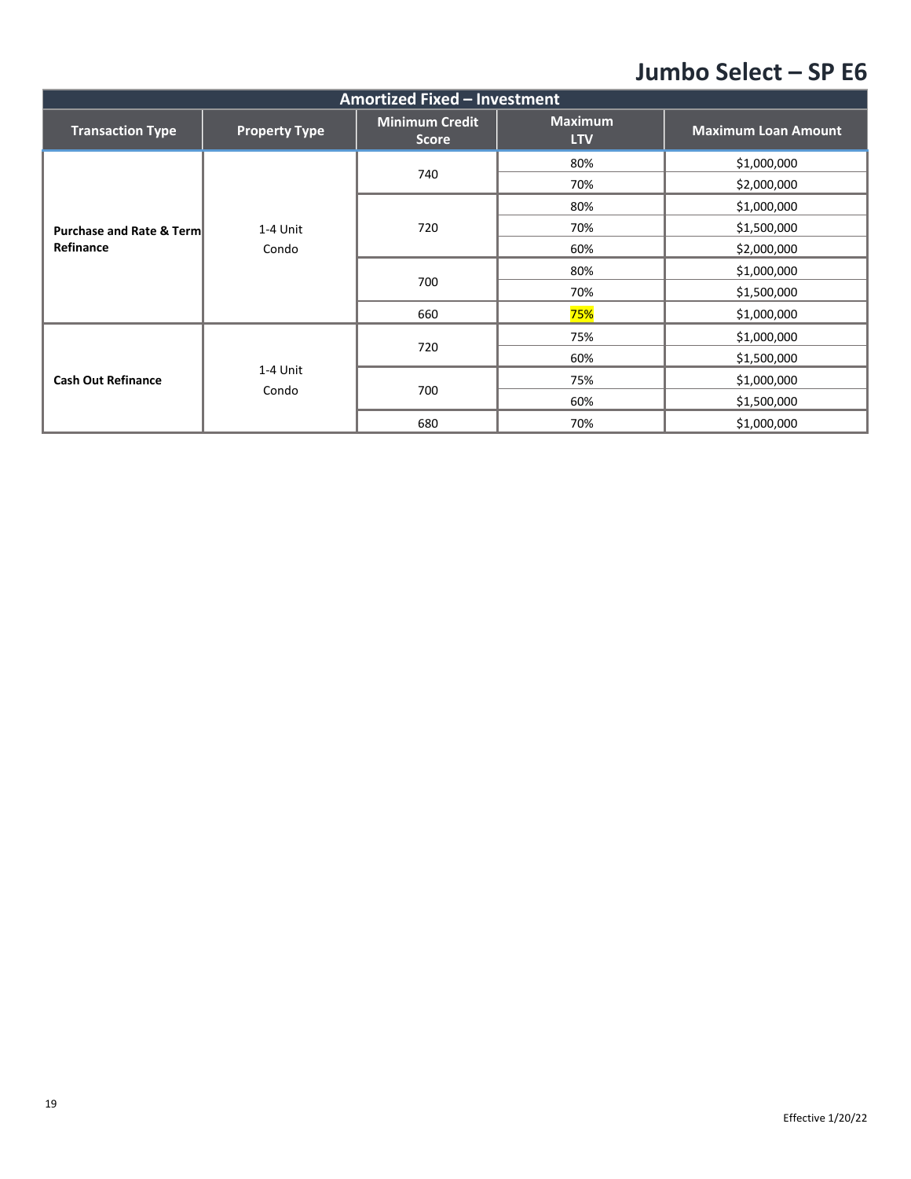# Jumbo Select – SP E6

| Amortized Fixed – Investment | | | | |
|---|---|---|---|---|
| **Transaction Type** | **Property Type** | **Minimum Credit Score** | **Maximum LTV** | **Maximum Loan Amount** |
| **Purchase and Rate & Term Refinance** | 1-4 Unit<br>Condo | 740 | 80% | $1,000,000 |
| | | | 70% | $2,000,000 |
| | | 720 | 80% | $1,000,000 |
| | | | 70% | $1,500,000 |
| | | | 60% | $2,000,000 |
| | | 700 | 80% | $1,000,000 |
| | | | 70% | $1,500,000 |
| | | 660 | 75% | $1,000,000 |
| **Cash Out Refinance** | 1-4 Unit<br>Condo | 720 | 75% | $1,000,000 |
| | | | 60% | $1,500,000 |
| | | 700 | 75% | $1,000,000 |
| | | | 60% | $1,500,000 |
| | | 680 | 70% | $1,000,000 |

Effective 1/20/22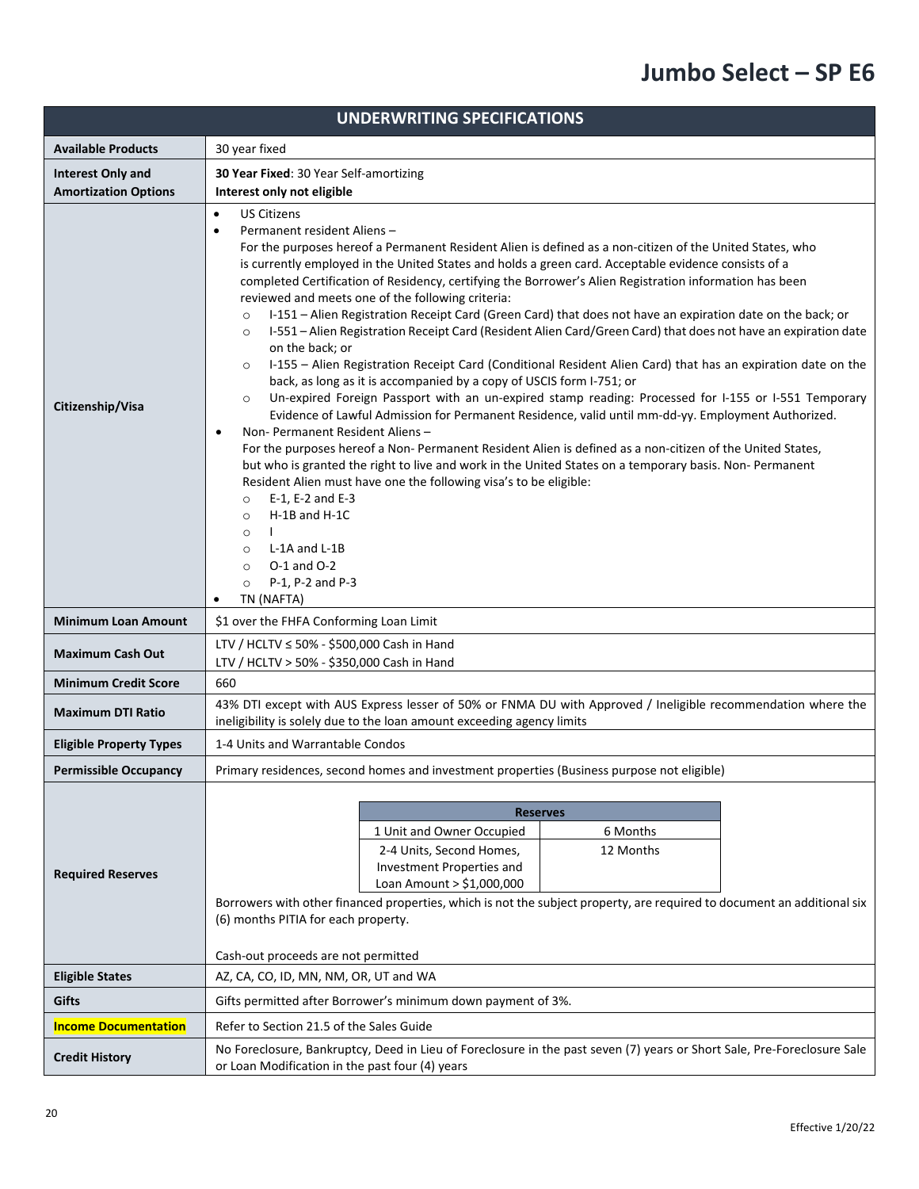# Jumbo Select – SP E6

| UNDERWRITING SPECIFICATIONS | |
|---|---|
| **Available Products** | 30 year fixed |
| **Interest Only and Amortization Options** | **30 Year Fixed**: 30 Year Self-amortizing<br>**Interest only not eligible** |
| **Citizenship/Visa** | • US Citizens<br>• Permanent resident Aliens – <br>For the purposes hereof a Permanent Resident Alien is defined as a non-citizen of the United States, who is currently employed in the United States and holds a green card. Acceptable evidence consists of a completed Certification of Residency, certifying the Borrower's Alien Registration information has been reviewed and meets one of the following criteria:<br>  ○ I-151 – Alien Registration Receipt Card (Green Card) that does not have an expiration date on the back; or<br>  ○ I-551 – Alien Registration Receipt Card (Resident Alien Card/Green Card) that does not have an expiration date on the back; or<br>  ○ I-155 – Alien Registration Receipt Card (Conditional Resident Alien Card) that has an expiration date on the back, as long as it is accompanied by a copy of USCIS form I-751; or<br>  ○ Un-expired Foreign Passport with an un-expired stamp reading: Processed for I-155 or I-551 Temporary Evidence of Lawful Admission for Permanent Residence, valid until mm-dd-yy. Employment Authorized.<br>• Non- Permanent Resident Aliens – <br>For the purposes hereof a Non- Permanent Resident Alien is defined as a non-citizen of the United States, but who is granted the right to live and work in the United States on a temporary basis. Non- Permanent Resident Alien must have one the following visa's to be eligible:<br>  ○ E-1, E-2 and E-3<br>  ○ H-1B and H-1C<br>  ○ I<br>  ○ L-1A and L-1B<br>  ○ O-1 and O-2<br>  ○ P-1, P-2 and P-3<br>• TN (NAFTA) |
| **Minimum Loan Amount** | $1 over the FHFA Conforming Loan Limit |
| **Maximum Cash Out** | LTV / HCLTV ≤ 50% - $500,000 Cash in Hand<br>LTV / HCLTV > 50% - $350,000 Cash in Hand |
| **Minimum Credit Score** | 660 |
| **Maximum DTI Ratio** | 43% DTI except with AUS Express lesser of 50% or FNMA DU with Approved / Ineligible recommendation where the ineligibility is solely due to the loan amount exceeding agency limits |
| **Eligible Property Types** | 1-4 Units and Warrantable Condos |
| **Permissible Occupancy** | Primary residences, second homes and investment properties (Business purpose not eligible) |
| **Required Reserves** | **Reserves**: 1 Unit and Owner Occupied – 6 Months; 2-4 Units, Second Homes, Investment Properties and Loan Amount > $1,000,000 – 12 Months<br><br>Borrowers with other financed properties, which is not the subject property, are required to document an additional six (6) months PITIA for each property.<br><br>Cash-out proceeds are not permitted |
| **Eligible States** | AZ, CA, CO, ID, MN, NM, OR, UT and WA |
| **Gifts** | Gifts permitted after Borrower's minimum down payment of 3%. |
| **Income Documentation** | Refer to Section 21.5 of the Sales Guide |
| **Credit History** | No Foreclosure, Bankruptcy, Deed in Lieu of Foreclosure in the past seven (7) years or Short Sale, Pre-Foreclosure Sale or Loan Modification in the past four (4) years |

Effective 1/20/22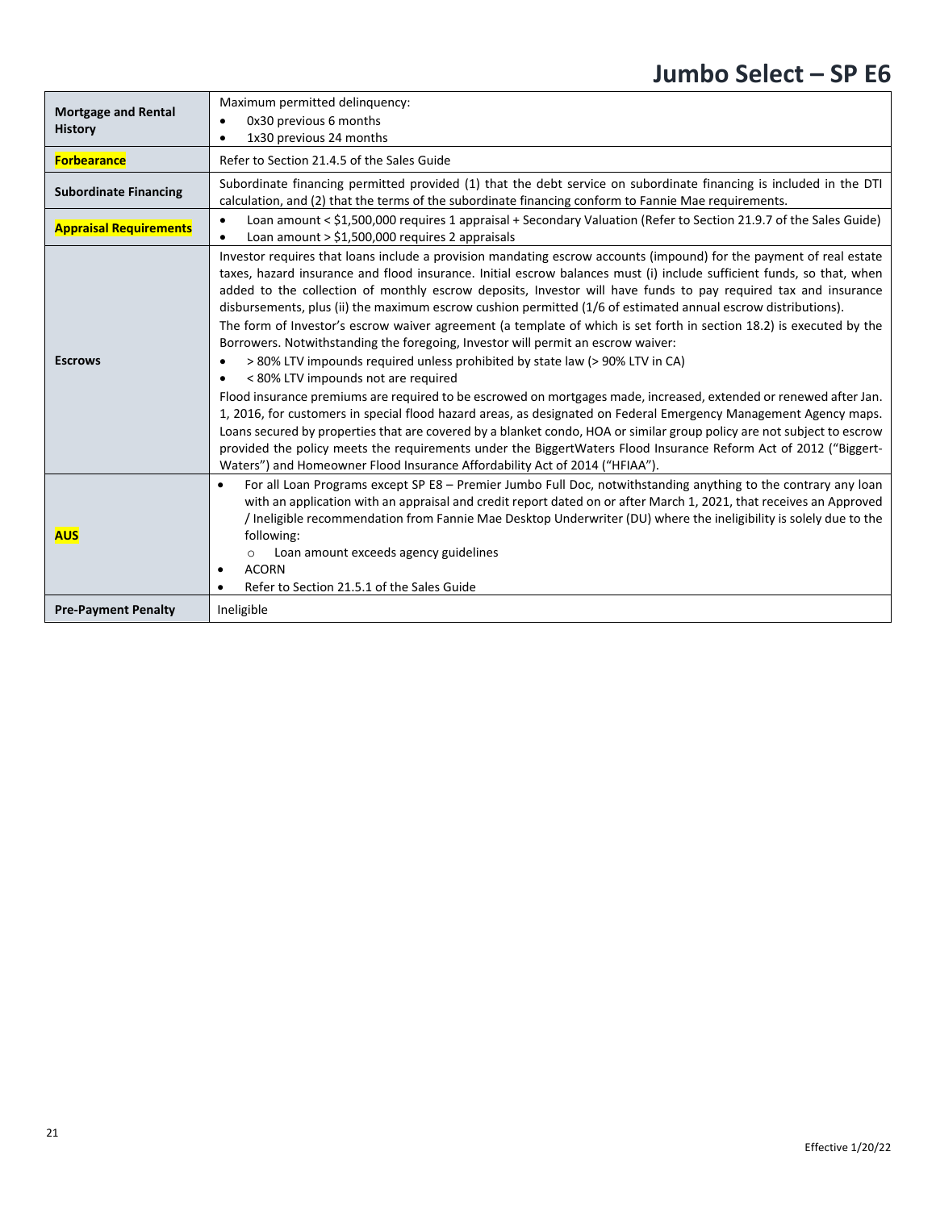# Jumbo Select – SP E6

| | |
|---|---|
| **Mortgage and Rental History** | Maximum permitted delinquency:<br>• 0x30 previous 6 months<br>• 1x30 previous 24 months |
| **Forbearance** | Refer to Section 21.4.5 of the Sales Guide |
| **Subordinate Financing** | Subordinate financing permitted provided (1) that the debt service on subordinate financing is included in the DTI calculation, and (2) that the terms of the subordinate financing conform to Fannie Mae requirements. |
| **Appraisal Requirements** | • Loan amount < $1,500,000 requires 1 appraisal + Secondary Valuation (Refer to Section 21.9.7 of the Sales Guide)<br>• Loan amount > $1,500,000 requires 2 appraisals |
| **Escrows** | Investor requires that loans include a provision mandating escrow accounts (impound) for the payment of real estate taxes, hazard insurance and flood insurance. Initial escrow balances must (i) include sufficient funds, so that, when added to the collection of monthly escrow deposits, Investor will have funds to pay required tax and insurance disbursements, plus (ii) the maximum escrow cushion permitted (1/6 of estimated annual escrow distributions).<br>The form of Investor's escrow waiver agreement (a template of which is set forth in section 18.2) is executed by the Borrowers. Notwithstanding the foregoing, Investor will permit an escrow waiver:<br>• > 80% LTV impounds required unless prohibited by state law (> 90% LTV in CA)<br>• < 80% LTV impounds not are required<br>Flood insurance premiums are required to be escrowed on mortgages made, increased, extended or renewed after Jan. 1, 2016, for customers in special flood hazard areas, as designated on Federal Emergency Management Agency maps. Loans secured by properties that are covered by a blanket condo, HOA or similar group policy are not subject to escrow provided the policy meets the requirements under the BiggertWaters Flood Insurance Reform Act of 2012 ("Biggert-Waters") and Homeowner Flood Insurance Affordability Act of 2014 ("HFIAA"). |
| **AUS** | • For all Loan Programs except SP E8 – Premier Jumbo Full Doc, notwithstanding anything to the contrary any loan with an application with an appraisal and credit report dated on or after March 1, 2021, that receives an Approved / Ineligible recommendation from Fannie Mae Desktop Underwriter (DU) where the ineligibility is solely due to the following:<br>  ○ Loan amount exceeds agency guidelines<br>• ACORN<br>• Refer to Section 21.5.1 of the Sales Guide |
| **Pre-Payment Penalty** | Ineligible |

Effective 1/20/22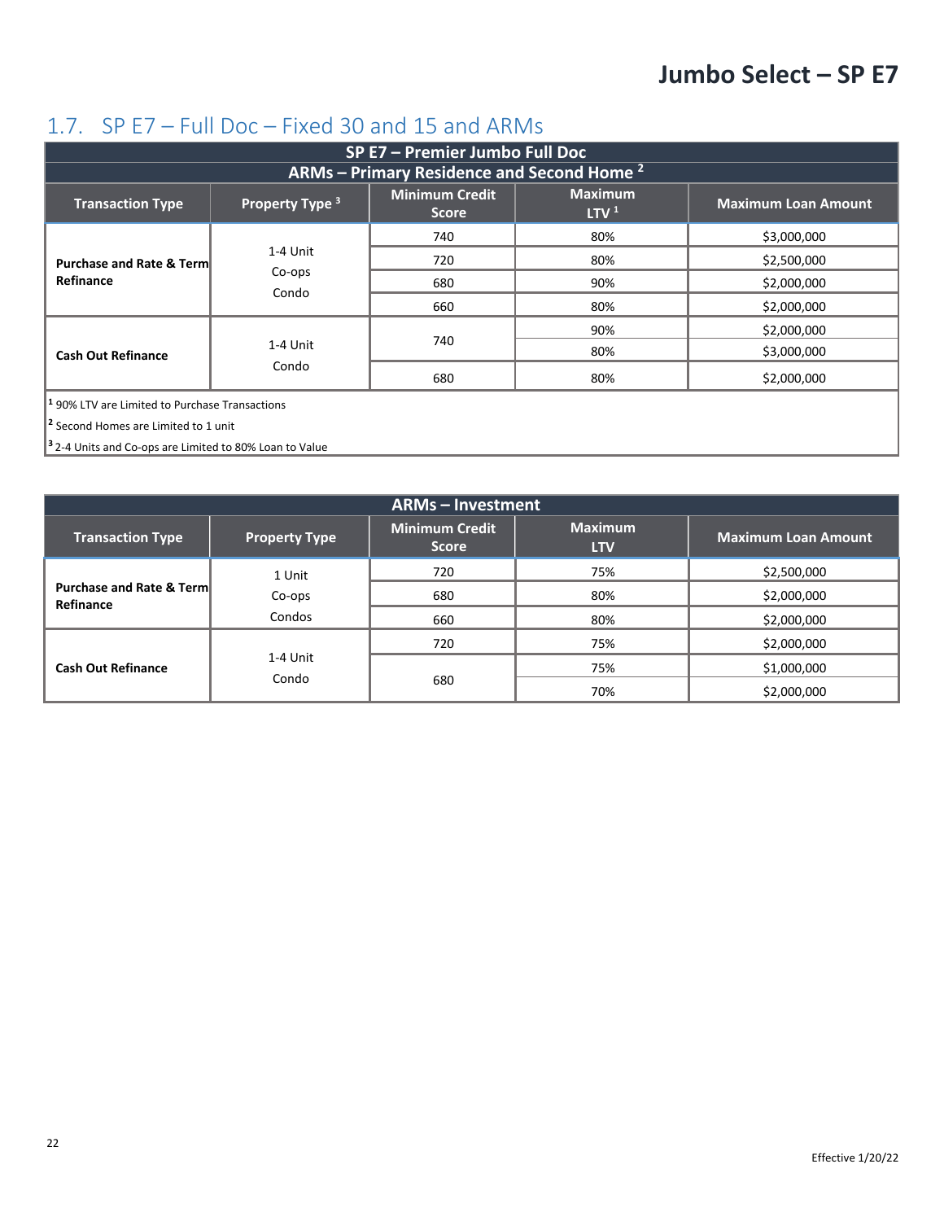## 1.7. SP E7 – Full Doc – Fixed 30 and 15 and ARMs

**SP E7 – Premier Jumbo Full Doc**

**ARMs – Primary Residence and Second Home [2]**

| Transaction Type | Property Type [3] | Minimum Credit Score | Maximum LTV [1] | Maximum Loan Amount |
|---|---|---|---|---|
| **Purchase and Rate & Term Refinance** | 1-4 Unit<br>Co-ops<br>Condo | 740 | 80% | $3,000,000 |
| | | 720 | 80% | $2,500,000 |
| | | 680 | 90% | $2,000,000 |
| | | 660 | 80% | $2,000,000 |
| **Cash Out Refinance** | 1-4 Unit<br>Condo | 740 | 90% | $2,000,000 |
| | | | 80% | $3,000,000 |
| | | 680 | 80% | $2,000,000 |

[1] 90% LTV are Limited to Purchase Transactions

[2] Second Homes are Limited to 1 unit

[3] 2-4 Units and Co-ops are Limited to 80% Loan to Value

**ARMs – Investment**

| Transaction Type | Property Type | Minimum Credit Score | Maximum LTV | Maximum Loan Amount |
|---|---|---|---|---|
| **Purchase and Rate & Term Refinance** | 1 Unit<br>Co-ops<br>Condos | 720 | 75% | $2,500,000 |
| | | 680 | 80% | $2,000,000 |
| | | 660 | 80% | $2,000,000 |
| **Cash Out Refinance** | 1-4 Unit<br>Condo | 720 | 75% | $2,000,000 |
| | | 680 | 75% | $1,000,000 |
| | | | 70% | $2,000,000 |

Effective 1/20/22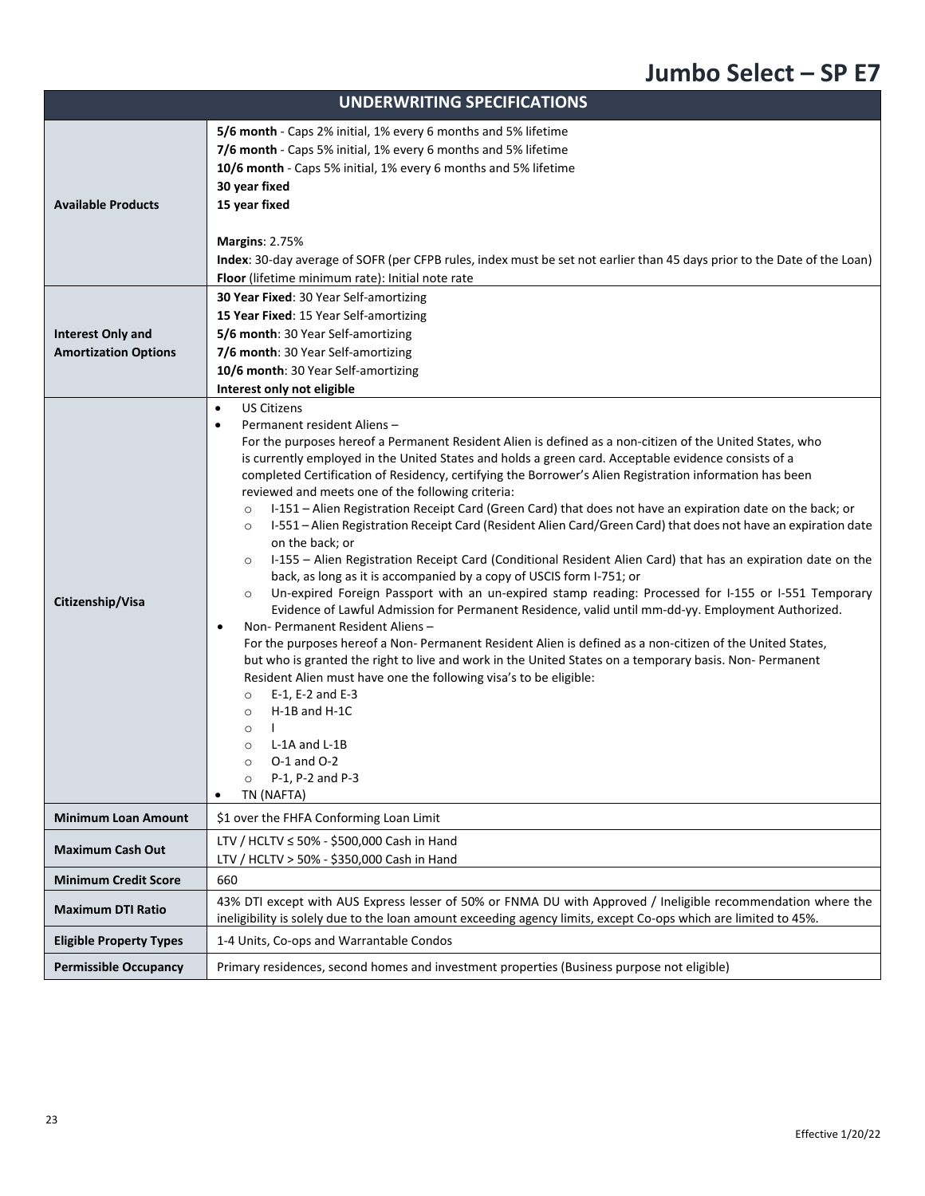# Jumbo Select – SP E7

| UNDERWRITING SPECIFICATIONS | |
|---|---|
| **Available Products** | **5/6 month** - Caps 2% initial, 1% every 6 months and 5% lifetime<br>**7/6 month** - Caps 5% initial, 1% every 6 months and 5% lifetime<br>**10/6 month** - Caps 5% initial, 1% every 6 months and 5% lifetime<br>**30 year fixed**<br>**15 year fixed**<br><br>**Margins**: 2.75%<br>**Index**: 30-day average of SOFR (per CFPB rules, index must be set not earlier than 45 days prior to the Date of the Loan)<br>**Floor** (lifetime minimum rate): Initial note rate |
| **Interest Only and Amortization Options** | **30 Year Fixed**: 30 Year Self-amortizing<br>**15 Year Fixed**: 15 Year Self-amortizing<br>**5/6 month**: 30 Year Self-amortizing<br>**7/6 month**: 30 Year Self-amortizing<br>**10/6 month**: 30 Year Self-amortizing<br>**Interest only not eligible** |
| **Citizenship/Visa** | • US Citizens<br>• Permanent resident Aliens – For the purposes hereof a Permanent Resident Alien is defined as a non-citizen of the United States, who is currently employed in the United States and holds a green card. Acceptable evidence consists of a completed Certification of Residency, certifying the Borrower's Alien Registration information has been reviewed and meets one of the following criteria:<br>  ○ I-151 – Alien Registration Receipt Card (Green Card) that does not have an expiration date on the back; or<br>  ○ I-551 – Alien Registration Receipt Card (Resident Alien Card/Green Card) that does not have an expiration date on the back; or<br>  ○ I-155 – Alien Registration Receipt Card (Conditional Resident Alien Card) that has an expiration date on the back, as long as it is accompanied by a copy of USCIS form I-751; or<br>  ○ Un-expired Foreign Passport with an un-expired stamp reading: Processed for I-155 or I-551 Temporary Evidence of Lawful Admission for Permanent Residence, valid until mm-dd-yy. Employment Authorized.<br>• Non- Permanent Resident Aliens – For the purposes hereof a Non- Permanent Resident Alien is defined as a non-citizen of the United States, but who is granted the right to live and work in the United States on a temporary basis. Non- Permanent Resident Alien must have one the following visa's to be eligible:<br>  ○ E-1, E-2 and E-3<br>  ○ H-1B and H-1C<br>  ○ I<br>  ○ L-1A and L-1B<br>  ○ O-1 and O-2<br>  ○ P-1, P-2 and P-3<br>• TN (NAFTA) |
| **Minimum Loan Amount** | $1 over the FHFA Conforming Loan Limit |
| **Maximum Cash Out** | LTV / HCLTV ≤ 50% - $500,000 Cash in Hand<br>LTV / HCLTV > 50% - $350,000 Cash in Hand |
| **Minimum Credit Score** | 660 |
| **Maximum DTI Ratio** | 43% DTI except with AUS Express lesser of 50% or FNMA DU with Approved / Ineligible recommendation where the ineligibility is solely due to the loan amount exceeding agency limits, except Co-ops which are limited to 45%. |
| **Eligible Property Types** | 1-4 Units, Co-ops and Warrantable Condos |
| **Permissible Occupancy** | Primary residences, second homes and investment properties (Business purpose not eligible) |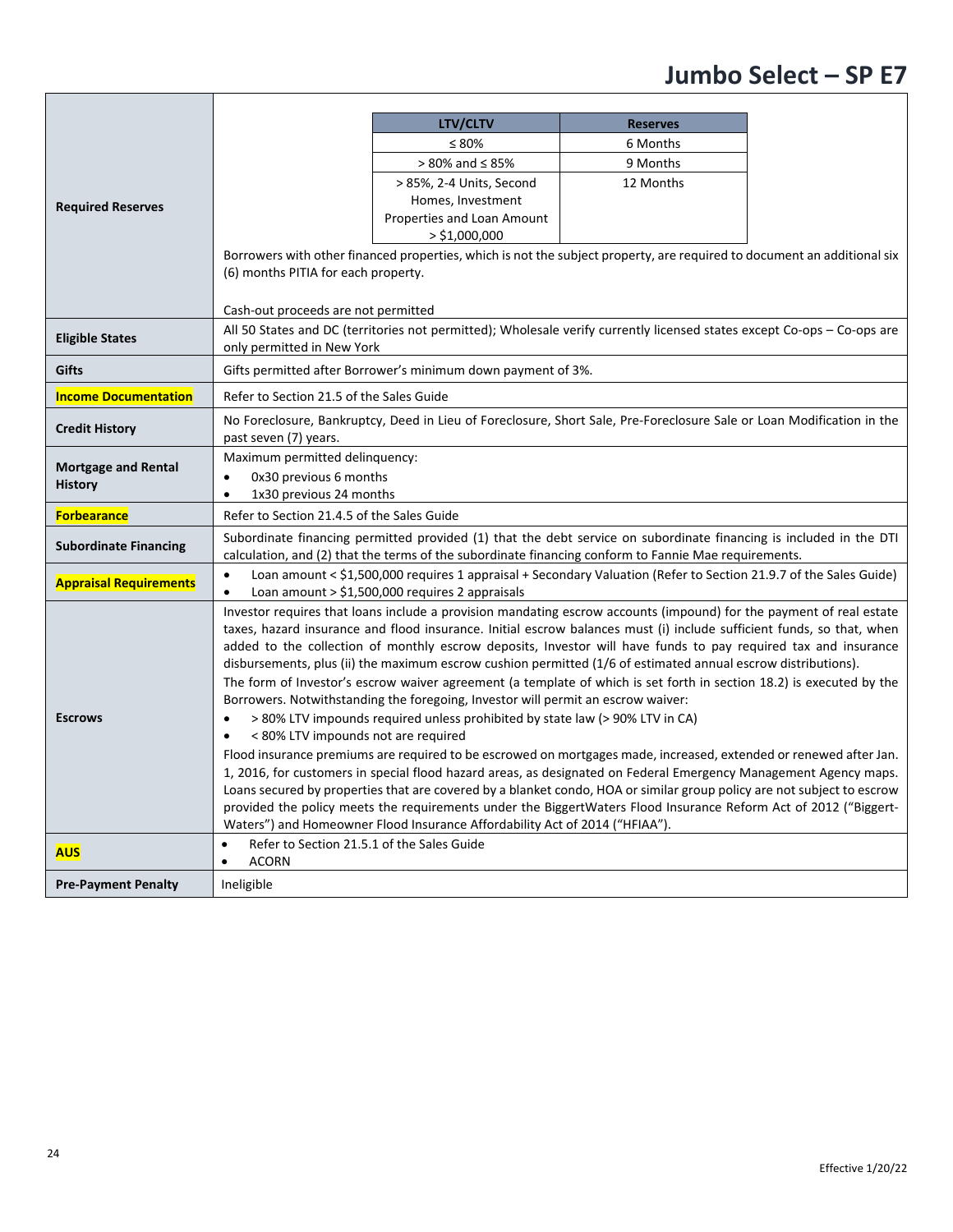# Jumbo Select – SP E7

| | |
|---|---|
| **Required Reserves** | <table><tr><th>LTV/CLTV</th><th>Reserves</th></tr><tr><td>≤ 80%</td><td>6 Months</td></tr><tr><td>> 80% and ≤ 85%</td><td>9 Months</td></tr><tr><td>> 85%, 2-4 Units, Second Homes, Investment Properties and Loan Amount > $1,000,000</td><td>12 Months</td></tr></table> Borrowers with other financed properties, which is not the subject property, are required to document an additional six (6) months PITIA for each property.<br><br>Cash-out proceeds are not permitted |
| **Eligible States** | All 50 States and DC (territories not permitted); Wholesale verify currently licensed states except Co-ops – Co-ops are only permitted in New York |
| **Gifts** | Gifts permitted after Borrower's minimum down payment of 3%. |
| **Income Documentation** | Refer to Section 21.5 of the Sales Guide |
| **Credit History** | No Foreclosure, Bankruptcy, Deed in Lieu of Foreclosure, Short Sale, Pre-Foreclosure Sale or Loan Modification in the past seven (7) years. |
| **Mortgage and Rental History** | Maximum permitted delinquency:<br>• 0x30 previous 6 months<br>• 1x30 previous 24 months |
| **Forbearance** | Refer to Section 21.4.5 of the Sales Guide |
| **Subordinate Financing** | Subordinate financing permitted provided (1) that the debt service on subordinate financing is included in the DTI calculation, and (2) that the terms of the subordinate financing conform to Fannie Mae requirements. |
| **Appraisal Requirements** | • Loan amount < $1,500,000 requires 1 appraisal + Secondary Valuation (Refer to Section 21.9.7 of the Sales Guide)<br>• Loan amount > $1,500,000 requires 2 appraisals |
| **Escrows** | Investor requires that loans include a provision mandating escrow accounts (impound) for the payment of real estate taxes, hazard insurance and flood insurance. Initial escrow balances must (i) include sufficient funds, so that, when added to the collection of monthly escrow deposits, Investor will have funds to pay required tax and insurance disbursements, plus (ii) the maximum escrow cushion permitted (1/6 of estimated annual escrow distributions).<br>The form of Investor's escrow waiver agreement (a template of which is set forth in section 18.2) is executed by the Borrowers. Notwithstanding the foregoing, Investor will permit an escrow waiver:<br>• > 80% LTV impounds required unless prohibited by state law (> 90% LTV in CA)<br>• < 80% LTV impounds not are required<br>Flood insurance premiums are required to be escrowed on mortgages made, increased, extended or renewed after Jan. 1, 2016, for customers in special flood hazard areas, as designated on Federal Emergency Management Agency maps. Loans secured by properties that are covered by a blanket condo, HOA or similar group policy are not subject to escrow provided the policy meets the requirements under the BiggertWaters Flood Insurance Reform Act of 2012 ("Biggert-Waters") and Homeowner Flood Insurance Affordability Act of 2014 ("HFIAA"). |
| **AUS** | • Refer to Section 21.5.1 of the Sales Guide<br>• ACORN |
| **Pre-Payment Penalty** | Ineligible |

Effective 1/20/22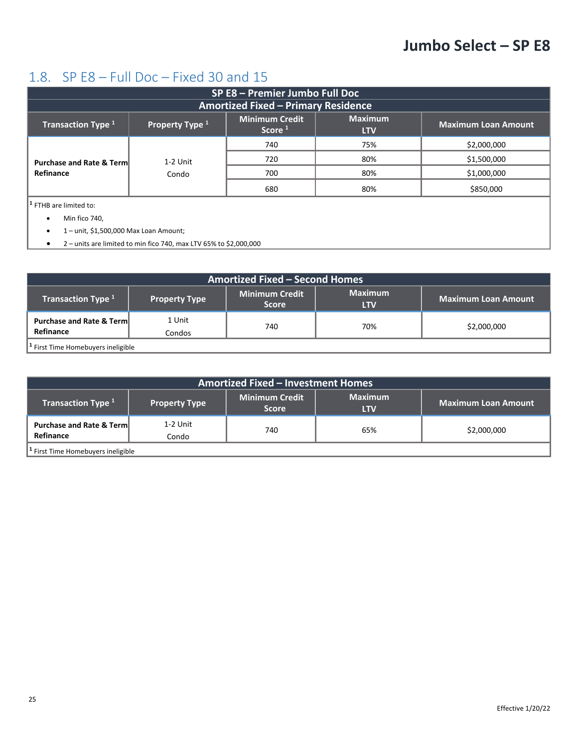# Jumbo Select – SP E8

## 1.8. SP E8 – Full Doc – Fixed 30 and 15

| SP E8 – Premier Jumbo Full Doc<br>Amortized Fixed – Primary Residence | | | | |
|---|---|---|---|---|
| **Transaction Type [1]** | **Property Type [1]** | **Minimum Credit Score [1]** | **Maximum LTV** | **Maximum Loan Amount** |
| **Purchase and Rate & Term Refinance** | 1-2 Unit<br>Condo | 740 | 75% | $2,000,000 |
| | | 720 | 80% | $1,500,000 |
| | | 700 | 80% | $1,000,000 |
| | | 680 | 80% | $850,000 |

[1] FTHB are limited to:

- Min fico 740,
- 1 – unit, $1,500,000 Max Loan Amount;
- 2 – units are limited to min fico 740, max LTV 65% to $2,000,000

| Amortized Fixed – Second Homes | | | | |
|---|---|---|---|---|
| **Transaction Type [1]** | **Property Type** | **Minimum Credit Score** | **Maximum LTV** | **Maximum Loan Amount** |
| **Purchase and Rate & Term Refinance** | 1 Unit<br>Condos | 740 | 70% | $2,000,000 |

[1] First Time Homebuyers ineligible

| Amortized Fixed – Investment Homes | | | | |
|---|---|---|---|---|
| **Transaction Type [1]** | **Property Type** | **Minimum Credit Score** | **Maximum LTV** | **Maximum Loan Amount** |
| **Purchase and Rate & Term Refinance** | 1-2 Unit<br>Condo | 740 | 65% | $2,000,000 |

[1] First Time Homebuyers ineligible

Effective 1/20/22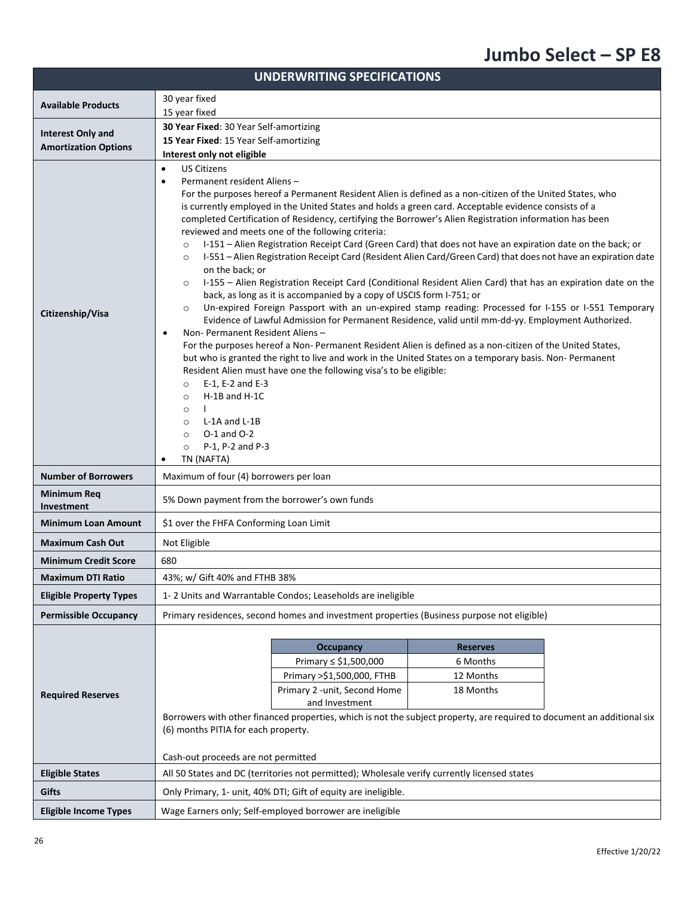# Jumbo Select – SP E8

| UNDERWRITING SPECIFICATIONS | |
|---|---|
| **Available Products** | 30 year fixed<br>15 year fixed |
| **Interest Only and Amortization Options** | **30 Year Fixed**: 30 Year Self-amortizing<br>**15 Year Fixed**: 15 Year Self-amortizing<br>**Interest only not eligible** |
| **Citizenship/Visa** | • US Citizens<br>• Permanent resident Aliens – For the purposes hereof a Permanent Resident Alien is defined as a non-citizen of the United States, who is currently employed in the United States and holds a green card. Acceptable evidence consists of a completed Certification of Residency, certifying the Borrower's Alien Registration information has been reviewed and meets one of the following criteria:<br>○ I-151 – Alien Registration Receipt Card (Green Card) that does not have an expiration date on the back; or<br>○ I-551 – Alien Registration Receipt Card (Resident Alien Card/Green Card) that does not have an expiration date on the back; or<br>○ I-155 – Alien Registration Receipt Card (Conditional Resident Alien Card) that has an expiration date on the back, as long as it is accompanied by a copy of USCIS form I-751; or<br>○ Un-expired Foreign Passport with an un-expired stamp reading: Processed for I-155 or I-551 Temporary Evidence of Lawful Admission for Permanent Residence, valid until mm-dd-yy. Employment Authorized.<br>• Non- Permanent Resident Aliens – For the purposes hereof a Non- Permanent Resident Alien is defined as a non-citizen of the United States, but who is granted the right to live and work in the United States on a temporary basis. Non- Permanent Resident Alien must have one the following visa's to be eligible:<br>○ E-1, E-2 and E-3<br>○ H-1B and H-1C<br>○ I<br>○ L-1A and L-1B<br>○ O-1 and O-2<br>○ P-1, P-2 and P-3<br>• TN (NAFTA) |
| **Number of Borrowers** | Maximum of four (4) borrowers per loan |
| **Minimum Req Investment** | 5% Down payment from the borrower's own funds |
| **Minimum Loan Amount** | $1 over the FHFA Conforming Loan Limit |
| **Maximum Cash Out** | Not Eligible |
| **Minimum Credit Score** | 680 |
| **Maximum DTI Ratio** | 43%; w/ Gift 40% and FTHB 38% |
| **Eligible Property Types** | 1- 2 Units and Warrantable Condos; Leaseholds are ineligible |
| **Permissible Occupancy** | Primary residences, second homes and investment properties (Business purpose not eligible) |
| **Required Reserves** | **Occupancy** / **Reserves**:<br>Primary ≤ $1,500,000 – 6 Months<br>Primary >$1,500,000, FTHB – 12 Months<br>Primary 2 -unit, Second Home and Investment – 18 Months<br><br>Borrowers with other financed properties, which is not the subject property, are required to document an additional six (6) months PITIA for each property.<br><br>Cash-out proceeds are not permitted |
| **Eligible States** | All 50 States and DC (territories not permitted); Wholesale verify currently licensed states |
| **Gifts** | Only Primary, 1- unit, 40% DTI; Gift of equity are ineligible. |
| **Eligible Income Types** | Wage Earners only; Self-employed borrower are ineligible |

Effective 1/20/22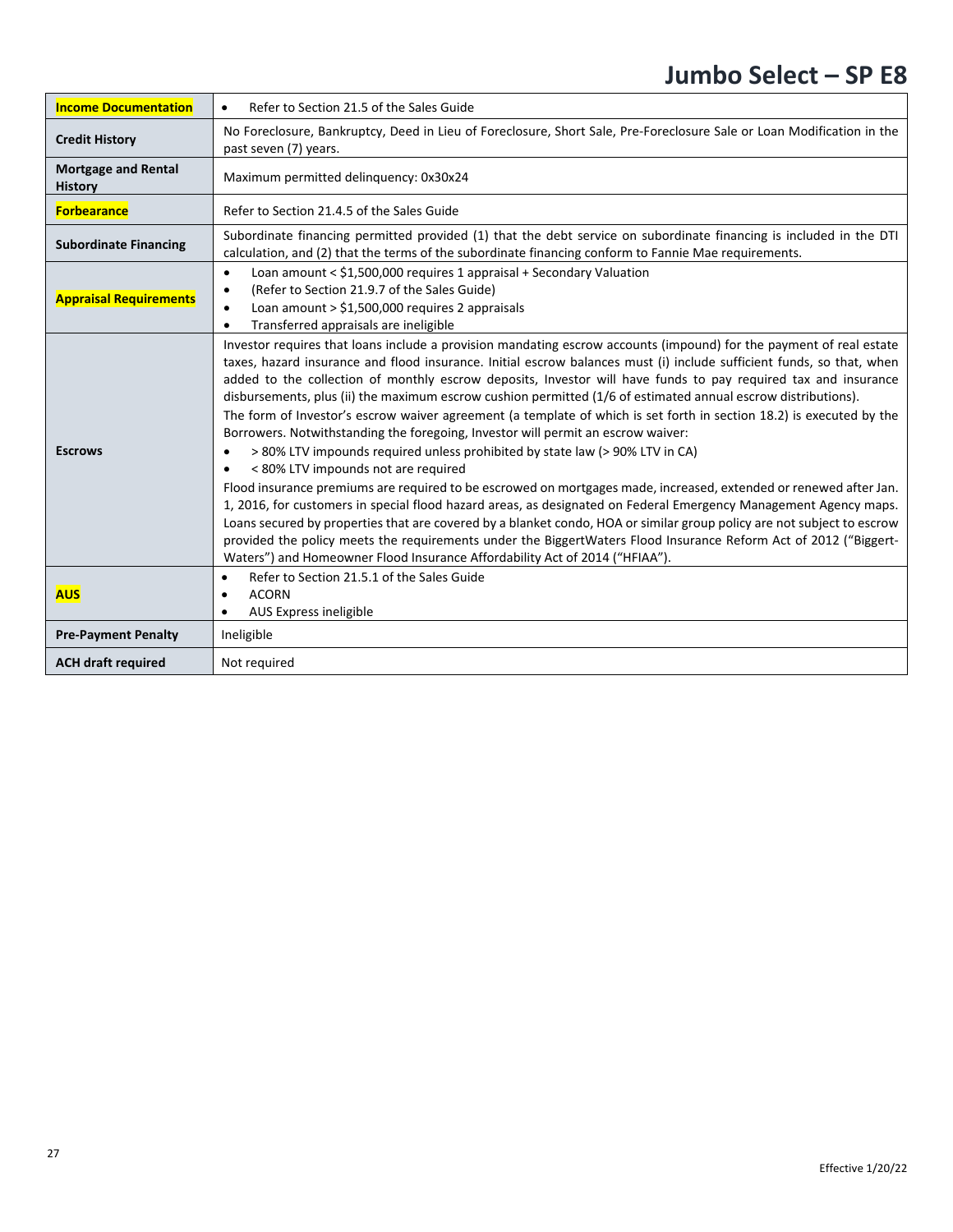# Jumbo Select – SP E8

| | |
|---|---|
| **Income Documentation** | • Refer to Section 21.5 of the Sales Guide |
| **Credit History** | No Foreclosure, Bankruptcy, Deed in Lieu of Foreclosure, Short Sale, Pre-Foreclosure Sale or Loan Modification in the past seven (7) years. |
| **Mortgage and Rental History** | Maximum permitted delinquency: 0x30x24 |
| **Forbearance** | Refer to Section 21.4.5 of the Sales Guide |
| **Subordinate Financing** | Subordinate financing permitted provided (1) that the debt service on subordinate financing is included in the DTI calculation, and (2) that the terms of the subordinate financing conform to Fannie Mae requirements. |
| **Appraisal Requirements** | • Loan amount < $1,500,000 requires 1 appraisal + Secondary Valuation<br>• (Refer to Section 21.9.7 of the Sales Guide)<br>• Loan amount > $1,500,000 requires 2 appraisals<br>• Transferred appraisals are ineligible |
| **Escrows** | Investor requires that loans include a provision mandating escrow accounts (impound) for the payment of real estate taxes, hazard insurance and flood insurance. Initial escrow balances must (i) include sufficient funds, so that, when added to the collection of monthly escrow deposits, Investor will have funds to pay required tax and insurance disbursements, plus (ii) the maximum escrow cushion permitted (1/6 of estimated annual escrow distributions).<br>The form of Investor's escrow waiver agreement (a template of which is set forth in section 18.2) is executed by the Borrowers. Notwithstanding the foregoing, Investor will permit an escrow waiver:<br>• > 80% LTV impounds required unless prohibited by state law (> 90% LTV in CA)<br>• < 80% LTV impounds not are required<br>Flood insurance premiums are required to be escrowed on mortgages made, increased, extended or renewed after Jan. 1, 2016, for customers in special flood hazard areas, as designated on Federal Emergency Management Agency maps. Loans secured by properties that are covered by a blanket condo, HOA or similar group policy are not subject to escrow provided the policy meets the requirements under the BiggertWaters Flood Insurance Reform Act of 2012 ("Biggert-Waters") and Homeowner Flood Insurance Affordability Act of 2014 ("HFIAA"). |
| **AUS** | • Refer to Section 21.5.1 of the Sales Guide<br>• ACORN<br>• AUS Express ineligible |
| **Pre-Payment Penalty** | Ineligible |
| **ACH draft required** | Not required |

Effective 1/20/22